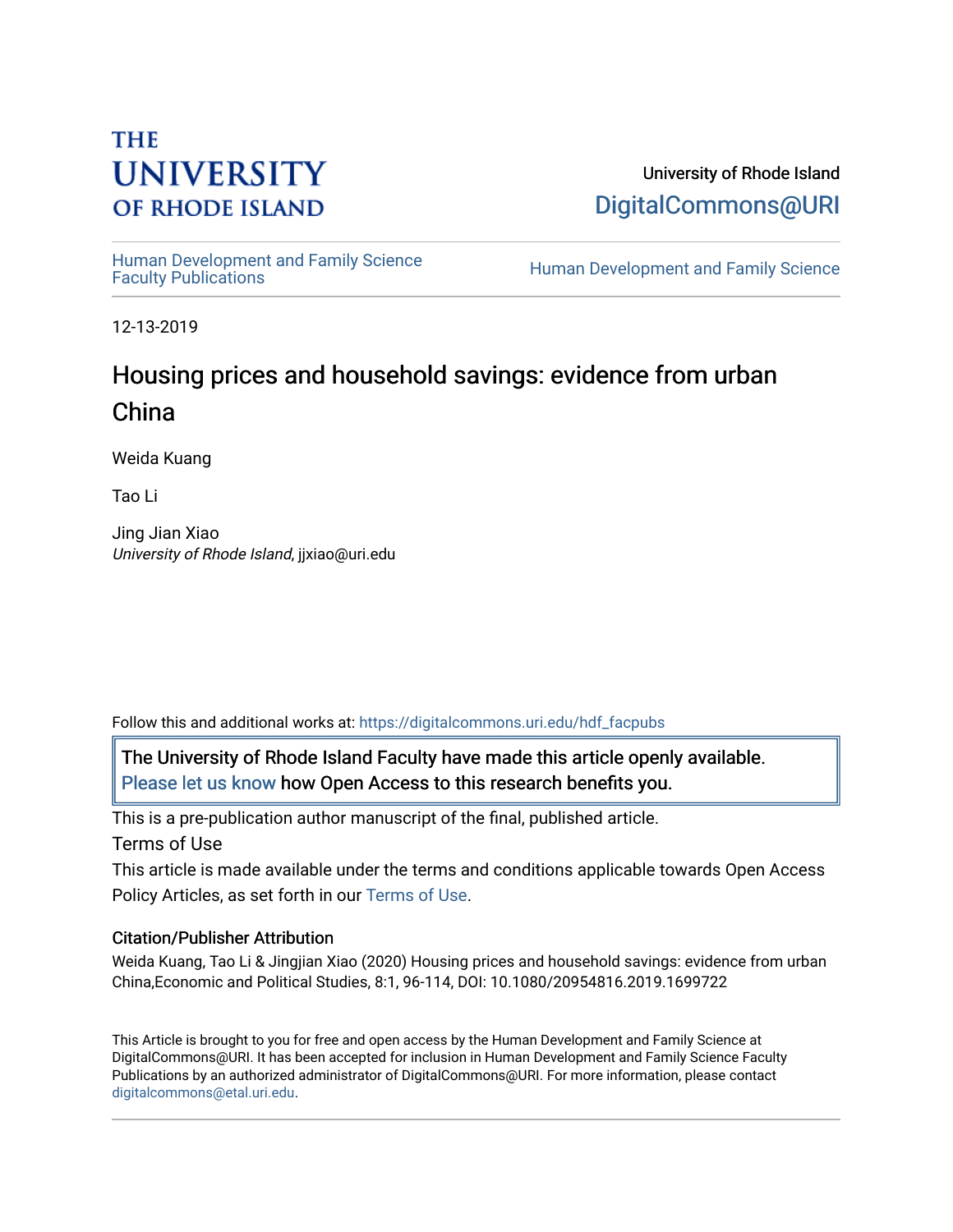THE UNIVERSITY OF RHODE ISLAND

University of Rhode Island
DigitalCommons@URI

Human Development and Family Science Faculty Publications

Human Development and Family Science

12-13-2019

# Housing prices and household savings: evidence from urban China

Weida Kuang

Tao Li

Jing Jian Xiao
*University of Rhode Island*, jjxiao@uri.edu

Follow this and additional works at: https://digitalcommons.uri.edu/hdf_facpubs

The University of Rhode Island Faculty have made this article openly available. Please let us know how Open Access to this research benefits you.

This is a pre-publication author manuscript of the final, published article.

Terms of Use

This article is made available under the terms and conditions applicable towards Open Access Policy Articles, as set forth in our Terms of Use.

### Citation/Publisher Attribution

Weida Kuang, Tao Li & Jingjian Xiao (2020) Housing prices and household savings: evidence from urban China,Economic and Political Studies, 8:1, 96-114, DOI: 10.1080/20954816.2019.1699722

This Article is brought to you for free and open access by the Human Development and Family Science at DigitalCommons@URI. It has been accepted for inclusion in Human Development and Family Science Faculty Publications by an authorized administrator of DigitalCommons@URI. For more information, please contact digitalcommons@etal.uri.edu.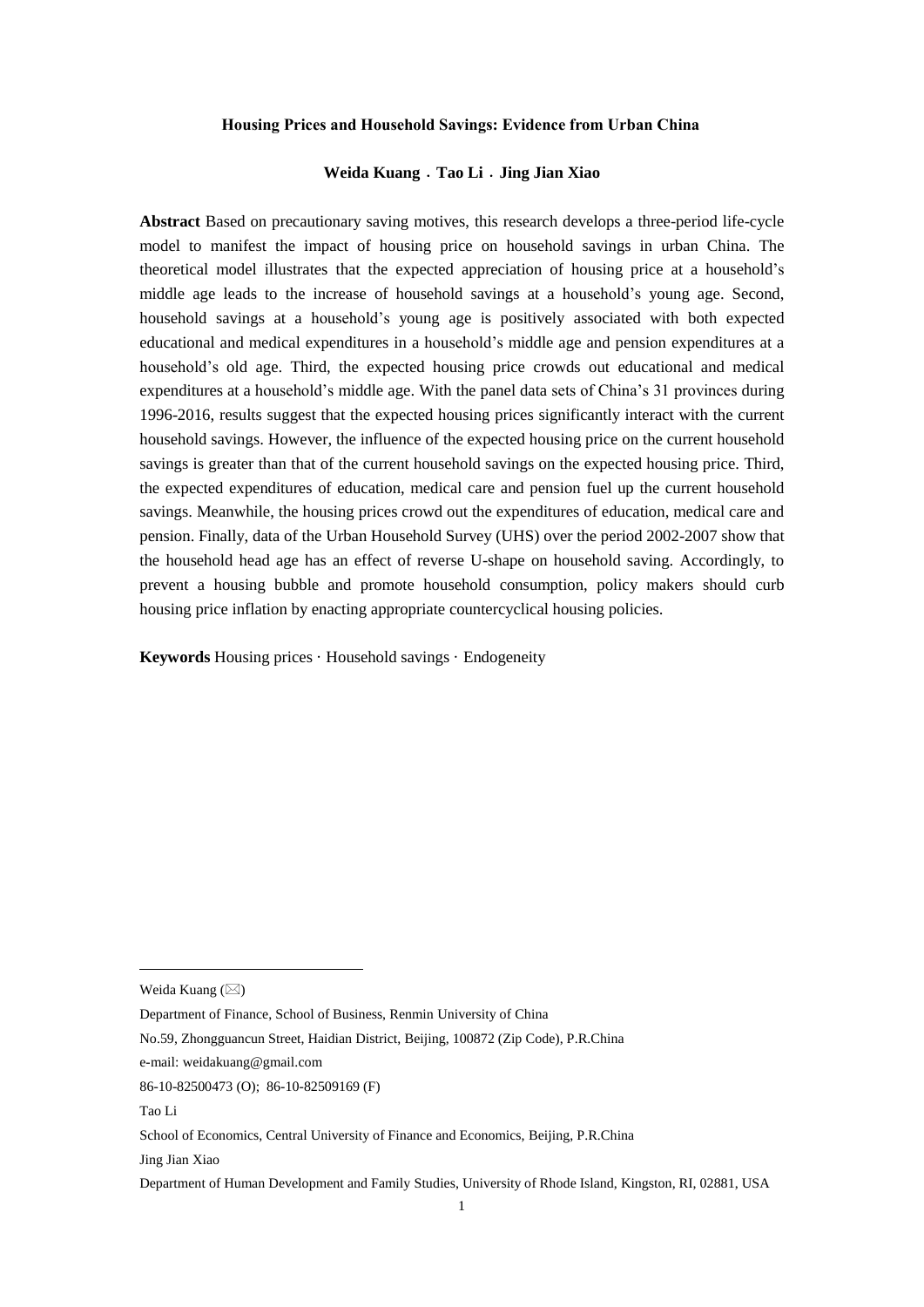**Housing Prices and Household Savings: Evidence from Urban China**

**Weida Kuang . Tao Li . Jing Jian Xiao**

**Abstract** Based on precautionary saving motives, this research develops a three-period life-cycle model to manifest the impact of housing price on household savings in urban China. The theoretical model illustrates that the expected appreciation of housing price at a household's middle age leads to the increase of household savings at a household's young age. Second, household savings at a household's young age is positively associated with both expected educational and medical expenditures in a household's middle age and pension expenditures at a household's old age. Third, the expected housing price crowds out educational and medical expenditures at a household's middle age. With the panel data sets of China's 31 provinces during 1996-2016, results suggest that the expected housing prices significantly interact with the current household savings. However, the influence of the expected housing price on the current household savings is greater than that of the current household savings on the expected housing price. Third, the expected expenditures of education, medical care and pension fuel up the current household savings. Meanwhile, the housing prices crowd out the expenditures of education, medical care and pension. Finally, data of the Urban Household Survey (UHS) over the period 2002-2007 show that the household head age has an effect of reverse U-shape on household saving. Accordingly, to prevent a housing bubble and promote household consumption, policy makers should curb housing price inflation by enacting appropriate countercyclical housing policies.

**Keywords** Housing prices · Household savings · Endogeneity

---

Weida Kuang (✉)

Department of Finance, School of Business, Renmin University of China

No.59, Zhongguancun Street, Haidian District, Beijing, 100872 (Zip Code), P.R.China

e-mail: weidakuang@gmail.com

86-10-82500473 (O); 86-10-82509169 (F)

Tao Li

School of Economics, Central University of Finance and Economics, Beijing, P.R.China

Jing Jian Xiao

Department of Human Development and Family Studies, University of Rhode Island, Kingston, RI, 02881, USA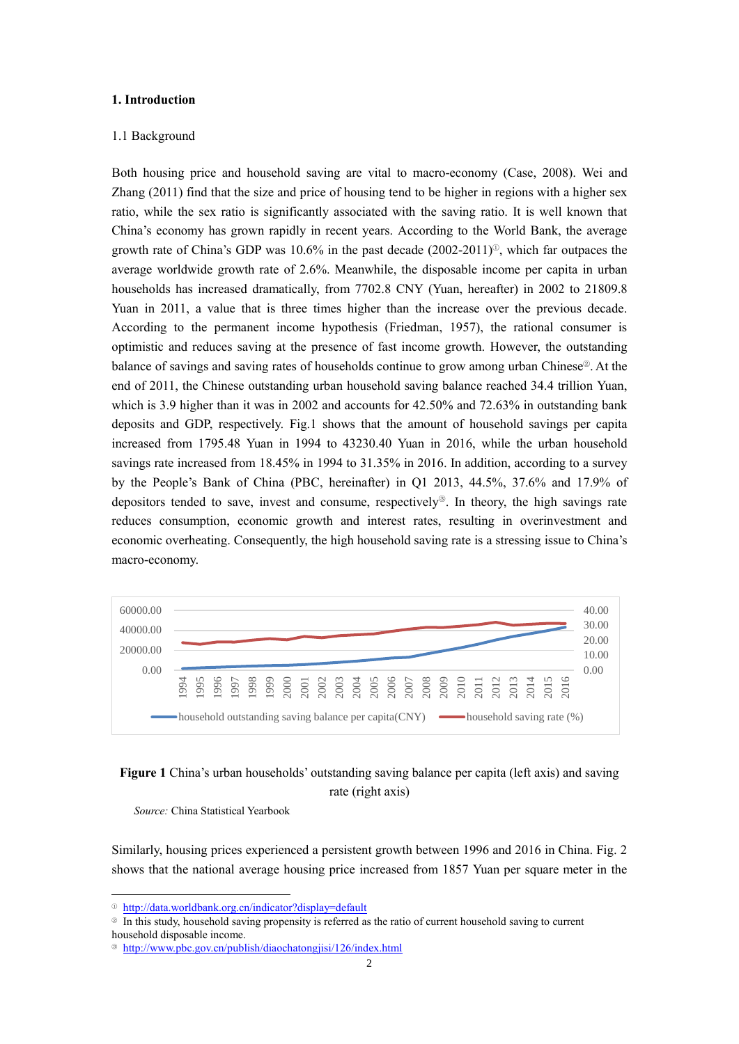# 1. Introduction

## 1.1 Background

Both housing price and household saving are vital to macro-economy (Case, 2008). Wei and Zhang (2011) find that the size and price of housing tend to be higher in regions with a higher sex ratio, while the sex ratio is significantly associated with the saving ratio. It is well known that China's economy has grown rapidly in recent years. According to the World Bank, the average growth rate of China's GDP was 10.6% in the past decade (2002-2011)[①], which far outpaces the average worldwide growth rate of 2.6%. Meanwhile, the disposable income per capita in urban households has increased dramatically, from 7702.8 CNY (Yuan, hereafter) in 2002 to 21809.8 Yuan in 2011, a value that is three times higher than the increase over the previous decade. According to the permanent income hypothesis (Friedman, 1957), the rational consumer is optimistic and reduces saving at the presence of fast income growth. However, the outstanding balance of savings and saving rates of households continue to grow among urban Chinese[②]. At the end of 2011, the Chinese outstanding urban household saving balance reached 34.4 trillion Yuan, which is 3.9 higher than it was in 2002 and accounts for 42.50% and 72.63% in outstanding bank deposits and GDP, respectively. Fig.1 shows that the amount of household savings per capita increased from 1795.48 Yuan in 1994 to 43230.40 Yuan in 2016, while the urban household savings rate increased from 18.45% in 1994 to 31.35% in 2016. In addition, according to a survey by the People's Bank of China (PBC, hereinafter) in Q1 2013, 44.5%, 37.6% and 17.9% of depositors tended to save, invest and consume, respectively[③]. In theory, the high savings rate reduces consumption, economic growth and interest rates, resulting in overinvestment and economic overheating. Consequently, the high household saving rate is a stressing issue to China's macro-economy.

**Figure 1** China's urban households' outstanding saving balance per capita (left axis) and saving rate (right axis)

*Source:* China Statistical Yearbook

Similarly, housing prices experienced a persistent growth between 1996 and 2016 in China. Fig. 2 shows that the national average housing price increased from 1857 Yuan per square meter in the

---

① http://data.worldbank.org.cn/indicator?display=default

② In this study, household saving propensity is referred as the ratio of current household saving to current household disposable income.

③ http://www.pbc.gov.cn/publish/diaochatongjisi/126/index.html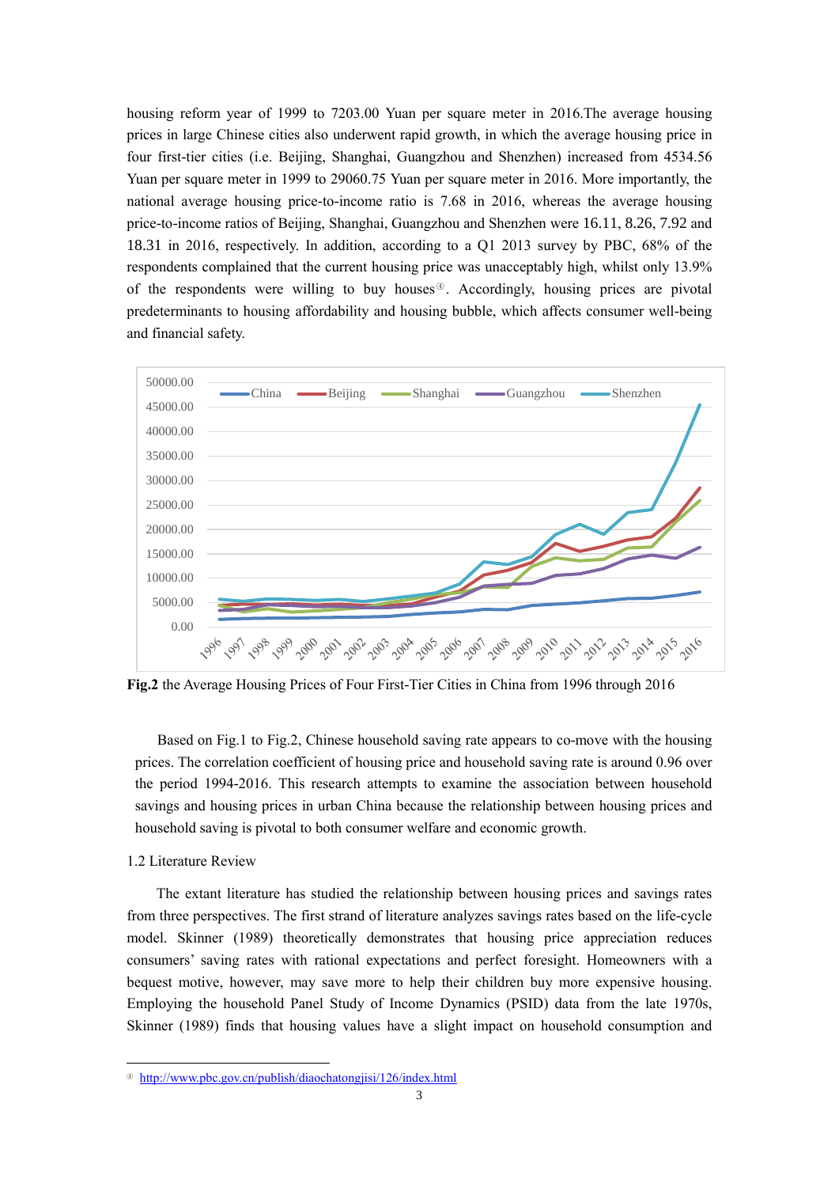housing reform year of 1999 to 7203.00 Yuan per square meter in 2016.The average housing prices in large Chinese cities also underwent rapid growth, in which the average housing price in four first-tier cities (i.e. Beijing, Shanghai, Guangzhou and Shenzhen) increased from 4534.56 Yuan per square meter in 1999 to 29060.75 Yuan per square meter in 2016. More importantly, the national average housing price-to-income ratio is 7.68 in 2016, whereas the average housing price-to-income ratios of Beijing, Shanghai, Guangzhou and Shenzhen were 16.11, 8.26, 7.92 and 18.31 in 2016, respectively. In addition, according to a Q1 2013 survey by PBC, 68% of the respondents complained that the current housing price was unacceptably high, whilst only 13.9% of the respondents were willing to buy houses[④]. Accordingly, housing prices are pivotal predeterminants to housing affordability and housing bubble, which affects consumer well-being and financial safety.

**Fig.2** the Average Housing Prices of Four First-Tier Cities in China from 1996 through 2016

Based on Fig.1 to Fig.2, Chinese household saving rate appears to co-move with the housing prices. The correlation coefficient of housing price and household saving rate is around 0.96 over the period 1994-2016. This research attempts to examine the association between household savings and housing prices in urban China because the relationship between housing prices and household saving is pivotal to both consumer welfare and economic growth.

### 1.2 Literature Review

The extant literature has studied the relationship between housing prices and savings rates from three perspectives. The first strand of literature analyzes savings rates based on the life-cycle model. Skinner (1989) theoretically demonstrates that housing price appreciation reduces consumers' saving rates with rational expectations and perfect foresight. Homeowners with a bequest motive, however, may save more to help their children buy more expensive housing. Employing the household Panel Study of Income Dynamics (PSID) data from the late 1970s, Skinner (1989) finds that housing values have a slight impact on household consumption and

---

④ http://www.pbc.gov.cn/publish/diaochatongjisi/126/index.html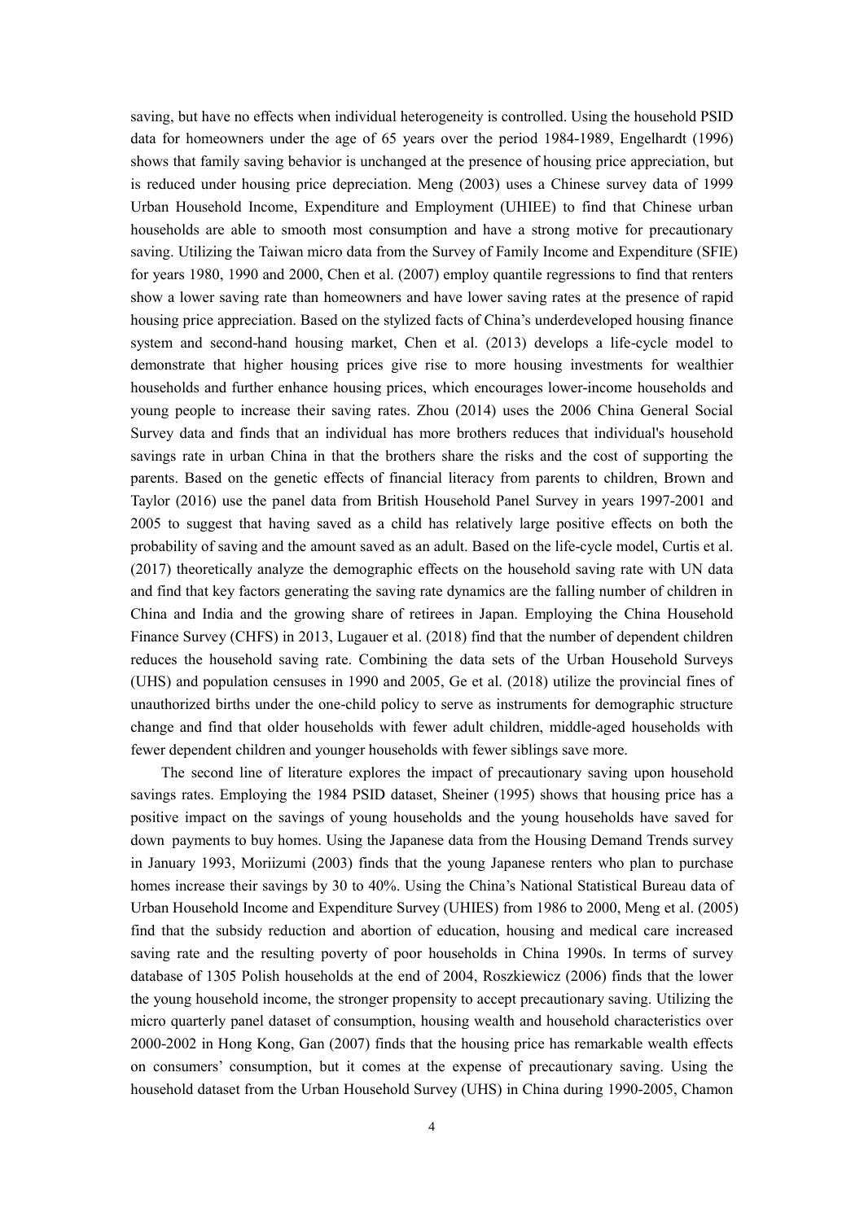saving, but have no effects when individual heterogeneity is controlled. Using the household PSID data for homeowners under the age of 65 years over the period 1984-1989, Engelhardt (1996) shows that family saving behavior is unchanged at the presence of housing price appreciation, but is reduced under housing price depreciation. Meng (2003) uses a Chinese survey data of 1999 Urban Household Income, Expenditure and Employment (UHIEE) to find that Chinese urban households are able to smooth most consumption and have a strong motive for precautionary saving. Utilizing the Taiwan micro data from the Survey of Family Income and Expenditure (SFIE) for years 1980, 1990 and 2000, Chen et al. (2007) employ quantile regressions to find that renters show a lower saving rate than homeowners and have lower saving rates at the presence of rapid housing price appreciation. Based on the stylized facts of China's underdeveloped housing finance system and second-hand housing market, Chen et al. (2013) develops a life-cycle model to demonstrate that higher housing prices give rise to more housing investments for wealthier households and further enhance housing prices, which encourages lower-income households and young people to increase their saving rates. Zhou (2014) uses the 2006 China General Social Survey data and finds that an individual has more brothers reduces that individual's household savings rate in urban China in that the brothers share the risks and the cost of supporting the parents. Based on the genetic effects of financial literacy from parents to children, Brown and Taylor (2016) use the panel data from British Household Panel Survey in years 1997-2001 and 2005 to suggest that having saved as a child has relatively large positive effects on both the probability of saving and the amount saved as an adult. Based on the life-cycle model, Curtis et al. (2017) theoretically analyze the demographic effects on the household saving rate with UN data and find that key factors generating the saving rate dynamics are the falling number of children in China and India and the growing share of retirees in Japan. Employing the China Household Finance Survey (CHFS) in 2013, Lugauer et al. (2018) find that the number of dependent children reduces the household saving rate. Combining the data sets of the Urban Household Surveys (UHS) and population censuses in 1990 and 2005, Ge et al. (2018) utilize the provincial fines of unauthorized births under the one-child policy to serve as instruments for demographic structure change and find that older households with fewer adult children, middle-aged households with fewer dependent children and younger households with fewer siblings save more.

The second line of literature explores the impact of precautionary saving upon household savings rates. Employing the 1984 PSID dataset, Sheiner (1995) shows that housing price has a positive impact on the savings of young households and the young households have saved for down payments to buy homes. Using the Japanese data from the Housing Demand Trends survey in January 1993, Moriizumi (2003) finds that the young Japanese renters who plan to purchase homes increase their savings by 30 to 40%. Using the China's National Statistical Bureau data of Urban Household Income and Expenditure Survey (UHIES) from 1986 to 2000, Meng et al. (2005) find that the subsidy reduction and abortion of education, housing and medical care increased saving rate and the resulting poverty of poor households in China 1990s. In terms of survey database of 1305 Polish households at the end of 2004, Roszkiewicz (2006) finds that the lower the young household income, the stronger propensity to accept precautionary saving. Utilizing the micro quarterly panel dataset of consumption, housing wealth and household characteristics over 2000-2002 in Hong Kong, Gan (2007) finds that the housing price has remarkable wealth effects on consumers' consumption, but it comes at the expense of precautionary saving. Using the household dataset from the Urban Household Survey (UHS) in China during 1990-2005, Chamon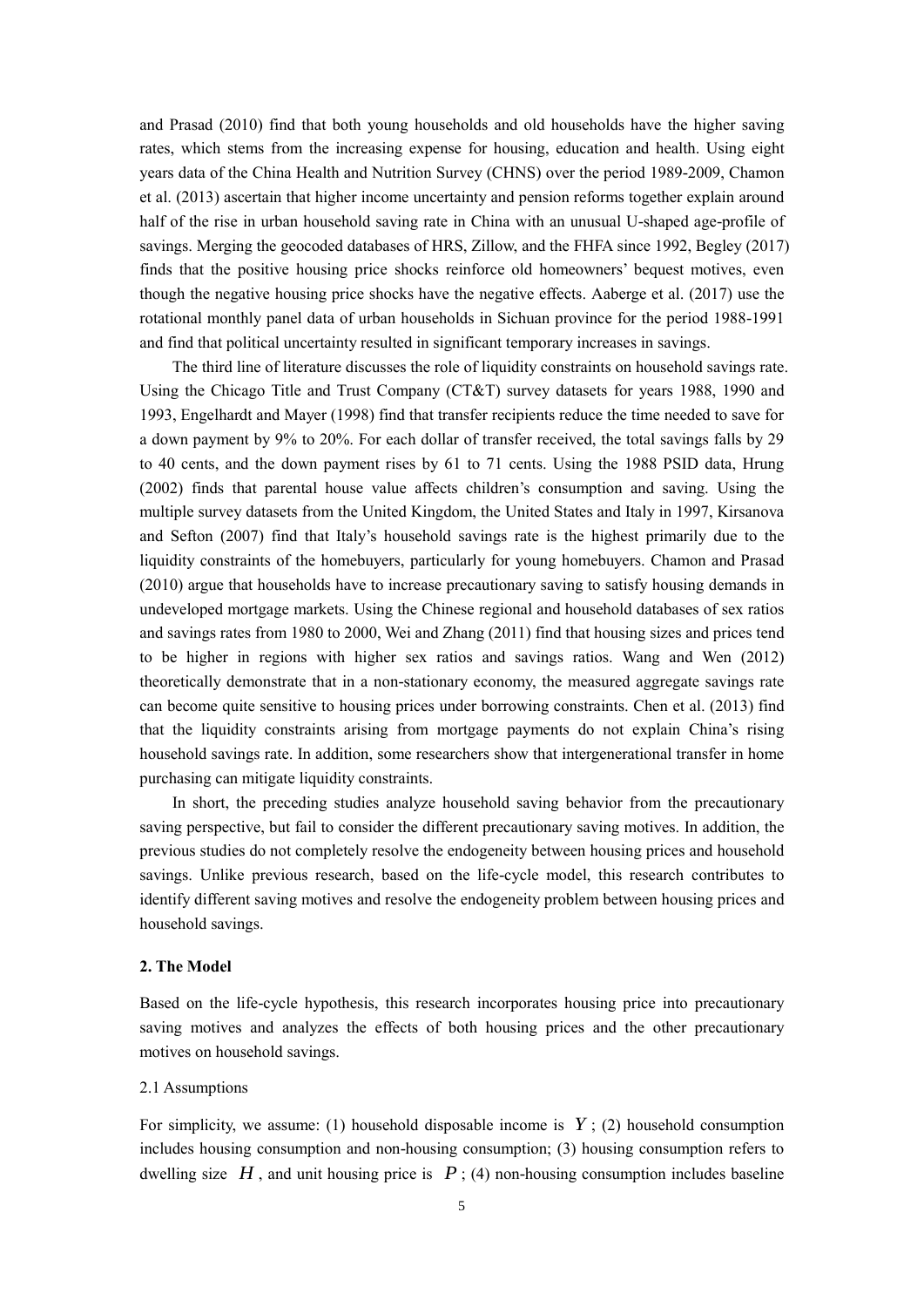and Prasad (2010) find that both young households and old households have the higher saving rates, which stems from the increasing expense for housing, education and health. Using eight years data of the China Health and Nutrition Survey (CHNS) over the period 1989-2009, Chamon et al. (2013) ascertain that higher income uncertainty and pension reforms together explain around half of the rise in urban household saving rate in China with an unusual U-shaped age-profile of savings. Merging the geocoded databases of HRS, Zillow, and the FHFA since 1992, Begley (2017) finds that the positive housing price shocks reinforce old homeowners' bequest motives, even though the negative housing price shocks have the negative effects. Aaberge et al. (2017) use the rotational monthly panel data of urban households in Sichuan province for the period 1988-1991 and find that political uncertainty resulted in significant temporary increases in savings.

The third line of literature discusses the role of liquidity constraints on household savings rate. Using the Chicago Title and Trust Company (CT&T) survey datasets for years 1988, 1990 and 1993, Engelhardt and Mayer (1998) find that transfer recipients reduce the time needed to save for a down payment by 9% to 20%. For each dollar of transfer received, the total savings falls by 29 to 40 cents, and the down payment rises by 61 to 71 cents. Using the 1988 PSID data, Hrung (2002) finds that parental house value affects children's consumption and saving. Using the multiple survey datasets from the United Kingdom, the United States and Italy in 1997, Kirsanova and Sefton (2007) find that Italy's household savings rate is the highest primarily due to the liquidity constraints of the homebuyers, particularly for young homebuyers. Chamon and Prasad (2010) argue that households have to increase precautionary saving to satisfy housing demands in undeveloped mortgage markets. Using the Chinese regional and household databases of sex ratios and savings rates from 1980 to 2000, Wei and Zhang (2011) find that housing sizes and prices tend to be higher in regions with higher sex ratios and savings ratios. Wang and Wen (2012) theoretically demonstrate that in a non-stationary economy, the measured aggregate savings rate can become quite sensitive to housing prices under borrowing constraints. Chen et al. (2013) find that the liquidity constraints arising from mortgage payments do not explain China's rising household savings rate. In addition, some researchers show that intergenerational transfer in home purchasing can mitigate liquidity constraints.

In short, the preceding studies analyze household saving behavior from the precautionary saving perspective, but fail to consider the different precautionary saving motives. In addition, the previous studies do not completely resolve the endogeneity between housing prices and household savings. Unlike previous research, based on the life-cycle model, this research contributes to identify different saving motives and resolve the endogeneity problem between housing prices and household savings.

## 2. The Model

Based on the life-cycle hypothesis, this research incorporates housing price into precautionary saving motives and analyzes the effects of both housing prices and the other precautionary motives on household savings.

### 2.1 Assumptions

For simplicity, we assume: (1) household disposable income is $Y$; (2) household consumption includes housing consumption and non-housing consumption; (3) housing consumption refers to dwelling size $H$, and unit housing price is $P$; (4) non-housing consumption includes baseline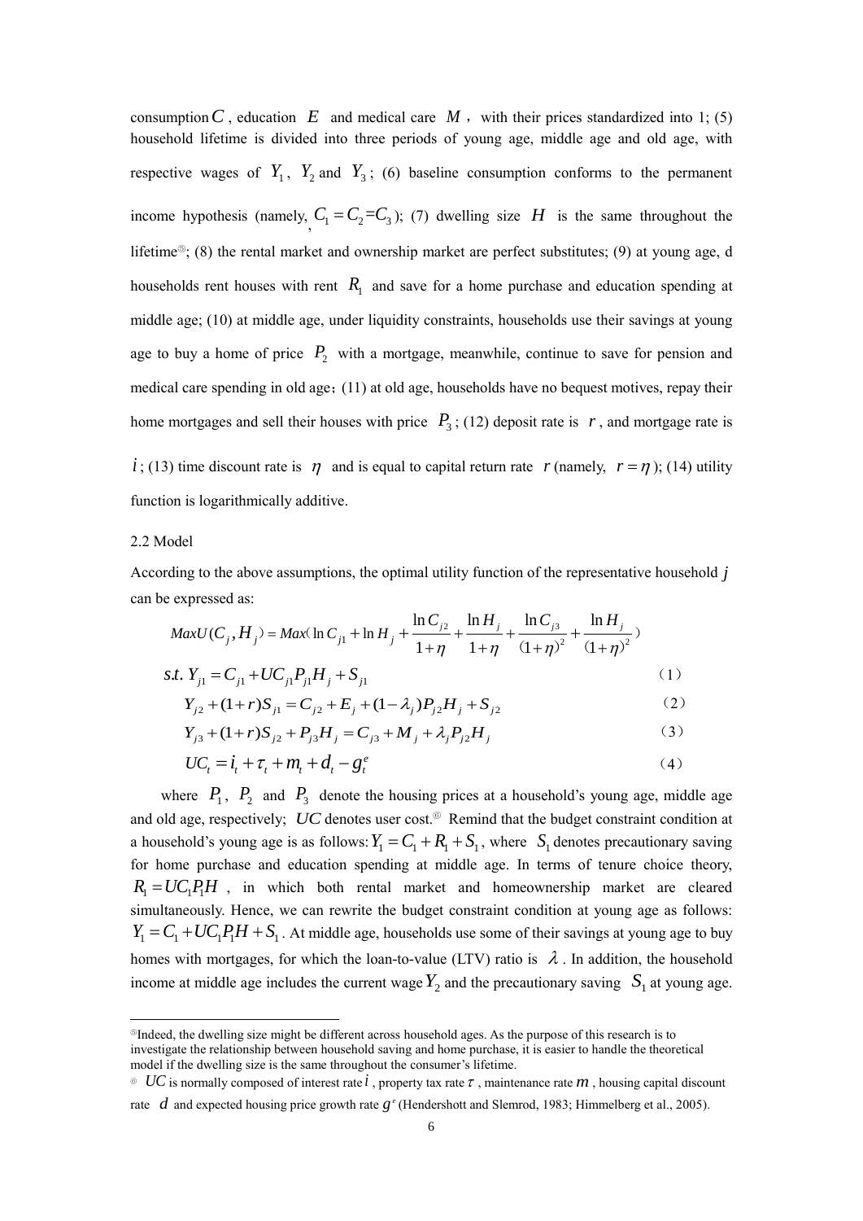consumption $C$, education $E$ and medical care $M$, with their prices standardized into 1; (5) household lifetime is divided into three periods of young age, middle age and old age, with respective wages of $Y_1$, $Y_2$ and $Y_3$; (6) baseline consumption conforms to the permanent income hypothesis (namely, $C_1=C_2=C_3$); (7) dwelling size $H$ is the same throughout the lifetime[⑤]; (8) the rental market and ownership market are perfect substitutes; (9) at young age, d households rent houses with rent $R_1$ and save for a home purchase and education spending at middle age; (10) at middle age, under liquidity constraints, households use their savings at young age to buy a home of price $P_2$ with a mortgage, meanwhile, continue to save for pension and medical care spending in old age; (11) at old age, households have no bequest motives, repay their home mortgages and sell their houses with price $P_3$; (12) deposit rate is $r$, and mortgage rate is $i$; (13) time discount rate is $\eta$ and is equal to capital return rate $r$ (namely, $r=\eta$); (14) utility function is logarithmically additive.

2.2 Model

According to the above assumptions, the optimal utility function of the representative household $j$ can be expressed as:

$$MaxU(C_j, H_j) = Max(\ln C_{j1} + \ln H_j + \frac{\ln C_{j2}}{1+\eta} + \frac{\ln H_j}{1+\eta} + \frac{\ln C_{j3}}{(1+\eta)^2} + \frac{\ln H_j}{(1+\eta)^2})$$

$$s.t.\ Y_{j1} = C_{j1} + UC_{j1}P_{j1}H_j + S_{j1} \tag{1}$$

$$Y_{j2} + (1+r)S_{j1} = C_{j2} + E_j + (1-\lambda_j)P_{j2}H_j + S_{j2} \tag{2}$$

$$Y_{j3} + (1+r)S_{j2} + P_{j3}H_j = C_{j3} + M_j + \lambda_j P_{j2}H_j \tag{3}$$

$$UC_t = i_t + \tau_t + m_t + d_t - g_t^e \tag{4}$$

where $P_1$, $P_2$ and $P_3$ denote the housing prices at a household's young age, middle age and old age, respectively; $UC$ denotes user cost.[⑥] Remind that the budget constraint condition at a household's young age is as follows: $Y_1 = C_1 + R_1 + S_1$, where $S_1$ denotes precautionary saving for home purchase and education spending at middle age. In terms of tenure choice theory, $R_1 = UC_1P_1H$, in which both rental market and homeownership market are cleared simultaneously. Hence, we can rewrite the budget constraint condition at young age as follows: $Y_1 = C_1 + UC_1P_1H + S_1$. At middle age, households use some of their savings at young age to buy homes with mortgages, for which the loan-to-value (LTV) ratio is $\lambda$. In addition, the household income at middle age includes the current wage $Y_2$ and the precautionary saving $S_1$ at young age.

---

[⑤] Indeed, the dwelling size might be different across household ages. As the purpose of this research is to investigate the relationship between household saving and home purchase, it is easier to handle the theoretical model if the dwelling size is the same throughout the consumer's lifetime.

[⑥] $UC$ is normally composed of interest rate $i$, property tax rate $\tau$, maintenance rate $m$, housing capital discount rate $d$ and expected housing price growth rate $g^e$ (Hendershott and Slemrod, 1983; Himmelberg et al., 2005).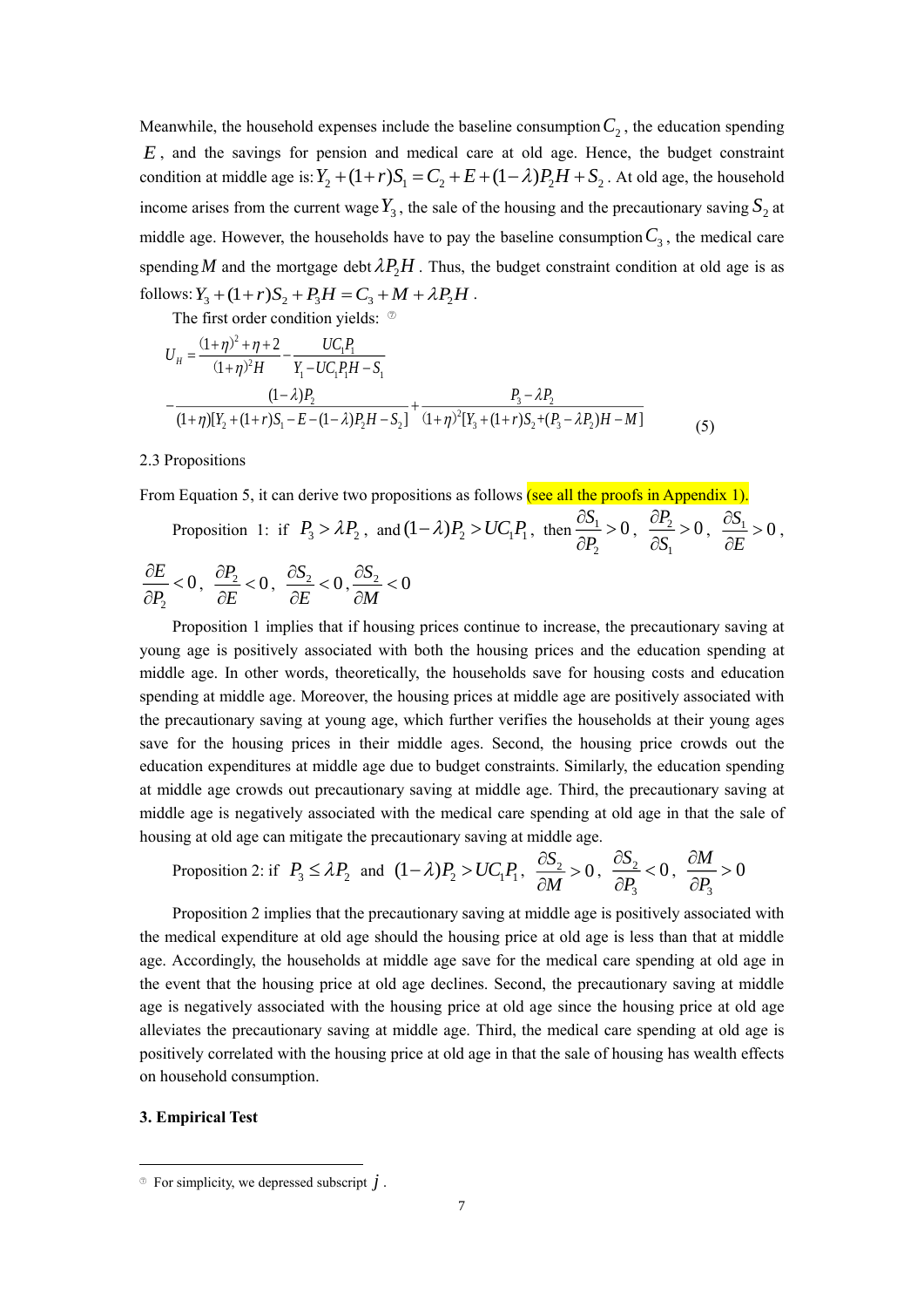Meanwhile, the household expenses include the baseline consumption $C_2$, the education spending $E$, and the savings for pension and medical care at old age. Hence, the budget constraint condition at middle age is: $Y_2 + (1+r)S_1 = C_2 + E + (1-\lambda)P_2 H + S_2$. At old age, the household income arises from the current wage $Y_3$, the sale of the housing and the precautionary saving $S_2$ at middle age. However, the households have to pay the baseline consumption $C_3$, the medical care spending $M$ and the mortgage debt $\lambda P_2 H$. Thus, the budget constraint condition at old age is as follows: $Y_3 + (1+r)S_2 + P_3 H = C_3 + M + \lambda P_2 H$.

The first order condition yields: [7]

$$
\begin{aligned}
U_H = & \frac{(1+\eta)^2 + \eta + 2}{(1+\eta)^2 H} - \frac{UC_1 P_1}{Y_1 - UC_1 P_1 H - S_1} \\
& - \frac{(1-\lambda)P_2}{(1+\eta)[Y_2 + (1+r)S_1 - E - (1-\lambda)P_2 H - S_2]} + \frac{P_3 - \lambda P_2}{(1+\eta)^2[Y_3 + (1+r)S_2 + (P_3 - \lambda P_2)H - M]} \qquad (5)
\end{aligned}
$$

2.3 Propositions

From Equation 5, it can derive two propositions as follows (see all the proofs in Appendix 1).

Proposition 1: if $P_3 > \lambda P_2$, and $(1-\lambda)P_2 > UC_1 P_1$, then $\frac{\partial S_1}{\partial P_2} > 0$, $\frac{\partial P_2}{\partial S_1} > 0$, $\frac{\partial S_1}{\partial E} > 0$, $\frac{\partial E}{\partial P_2} < 0$, $\frac{\partial P_2}{\partial E} < 0$, $\frac{\partial S_2}{\partial E} < 0$, $\frac{\partial S_2}{\partial M} < 0$

Proposition 1 implies that if housing prices continue to increase, the precautionary saving at young age is positively associated with both the housing prices and the education spending at middle age. In other words, theoretically, the households save for housing costs and education spending at middle age. Moreover, the housing prices at middle age are positively associated with the precautionary saving at young age, which further verifies the households at their young ages save for the housing prices in their middle ages. Second, the housing price crowds out the education expenditures at middle age due to budget constraints. Similarly, the education spending at middle age crowds out precautionary saving at middle age. Third, the precautionary saving at middle age is negatively associated with the medical care spending at old age in that the sale of housing at old age can mitigate the precautionary saving at middle age.

Proposition 2: if $P_3 \leq \lambda P_2$ and $(1-\lambda)P_2 > UC_1 P_1$, $\frac{\partial S_2}{\partial M} > 0$, $\frac{\partial S_2}{\partial P_3} < 0$, $\frac{\partial M}{\partial P_3} > 0$

Proposition 2 implies that the precautionary saving at middle age is positively associated with the medical expenditure at old age should the housing price at old age is less than that at middle age. Accordingly, the households at middle age save for the medical care spending at old age in the event that the housing price at old age declines. Second, the precautionary saving at middle age is negatively associated with the housing price at old age since the housing price at old age alleviates the precautionary saving at middle age. Third, the medical care spending at old age is positively correlated with the housing price at old age in that the sale of housing has wealth effects on household consumption.

### 3. Empirical Test

[7] For simplicity, we depressed subscript $j$.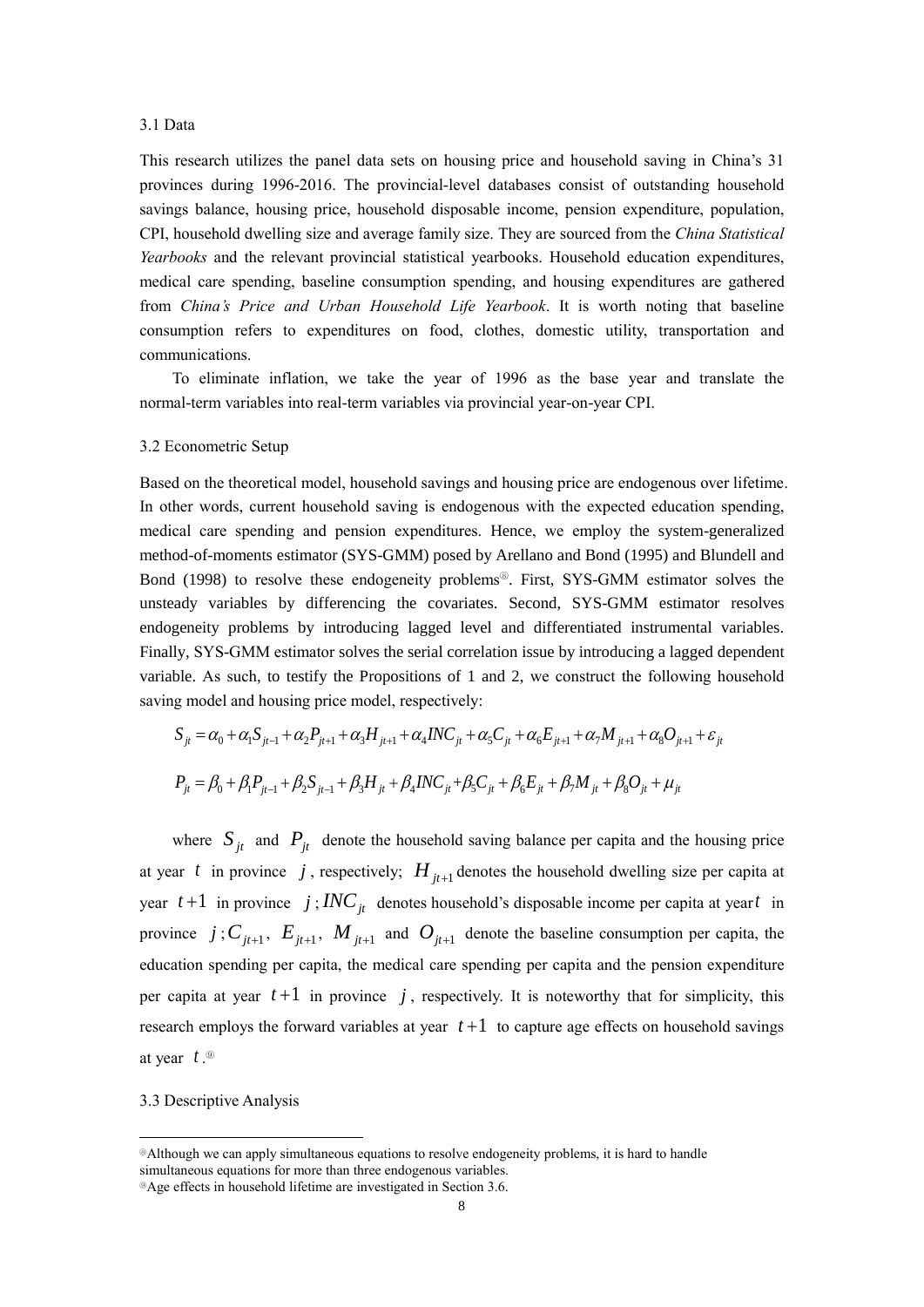### 3.1 Data

This research utilizes the panel data sets on housing price and household saving in China's 31 provinces during 1996-2016. The provincial-level databases consist of outstanding household savings balance, housing price, household disposable income, pension expenditure, population, CPI, household dwelling size and average family size. They are sourced from the *China Statistical Yearbooks* and the relevant provincial statistical yearbooks. Household education expenditures, medical care spending, baseline consumption spending, and housing expenditures are gathered from *China's Price and Urban Household Life Yearbook*. It is worth noting that baseline consumption refers to expenditures on food, clothes, domestic utility, transportation and communications.

To eliminate inflation, we take the year of 1996 as the base year and translate the normal-term variables into real-term variables via provincial year-on-year CPI.

### 3.2 Econometric Setup

Based on the theoretical model, household savings and housing price are endogenous over lifetime. In other words, current household saving is endogenous with the expected education spending, medical care spending and pension expenditures. Hence, we employ the system-generalized method-of-moments estimator (SYS-GMM) posed by Arellano and Bond (1995) and Blundell and Bond (1998) to resolve these endogeneity problems[8]. First, SYS-GMM estimator solves the unsteady variables by differencing the covariates. Second, SYS-GMM estimator resolves endogeneity problems by introducing lagged level and differentiated instrumental variables. Finally, SYS-GMM estimator solves the serial correlation issue by introducing a lagged dependent variable. As such, to testify the Propositions of 1 and 2, we construct the following household saving model and housing price model, respectively:

$$S_{jt} = \alpha_0 + \alpha_1 S_{jt-1} + \alpha_2 P_{jt+1} + \alpha_3 H_{jt+1} + \alpha_4 INC_{jt} + \alpha_5 C_{jt} + \alpha_6 E_{jt+1} + \alpha_7 M_{jt+1} + \alpha_8 O_{jt+1} + \varepsilon_{jt}$$

$$P_{jt} = \beta_0 + \beta_1 P_{jt-1} + \beta_2 S_{jt-1} + \beta_3 H_{jt} + \beta_4 INC_{jt} + \beta_5 C_{jt} + \beta_6 E_{jt} + \beta_7 M_{jt} + \beta_8 O_{jt} + \mu_{jt}$$

where $S_{jt}$ and $P_{jt}$ denote the household saving balance per capita and the housing price at year $t$ in province $j$, respectively; $H_{jt+1}$ denotes the household dwelling size per capita at year $t+1$ in province $j$; $INC_{jt}$ denotes household's disposable income per capita at year $t$ in province $j$; $C_{jt+1}$, $E_{jt+1}$, $M_{jt+1}$ and $O_{jt+1}$ denote the baseline consumption per capita, the education spending per capita, the medical care spending per capita and the pension expenditure per capita at year $t+1$ in province $j$, respectively. It is noteworthy that for simplicity, this research employs the forward variables at year $t+1$ to capture age effects on household savings at year $t$.[9]

### 3.3 Descriptive Analysis

---

[8] Although we can apply simultaneous equations to resolve endogeneity problems, it is hard to handle simultaneous equations for more than three endogenous variables.

[9] Age effects in household lifetime are investigated in Section 3.6.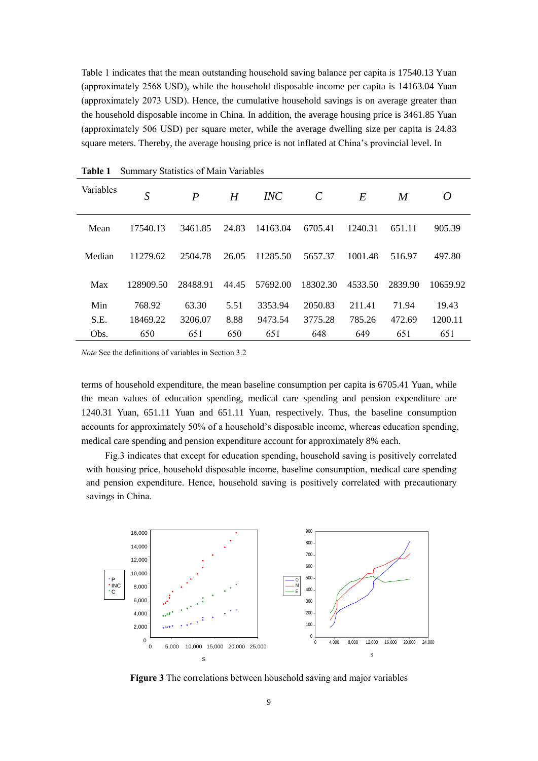Table 1 indicates that the mean outstanding household saving balance per capita is 17540.13 Yuan (approximately 2568 USD), while the household disposable income per capita is 14163.04 Yuan (approximately 2073 USD). Hence, the cumulative household savings is on average greater than the household disposable income in China. In addition, the average housing price is 3461.85 Yuan (approximately 506 USD) per square meter, while the average dwelling size per capita is 24.83 square meters. Thereby, the average housing price is not inflated at China's provincial level. In

**Table 1** Summary Statistics of Main Variables

| Variables | *S* | *P* | *H* | *INC* | *C* | *E* | *M* | *O* |
|---|---|---|---|---|---|---|---|---|
| Mean | 17540.13 | 3461.85 | 24.83 | 14163.04 | 6705.41 | 1240.31 | 651.11 | 905.39 |
| Median | 11279.62 | 2504.78 | 26.05 | 11285.50 | 5657.37 | 1001.48 | 516.97 | 497.80 |
| Max | 128909.50 | 28488.91 | 44.45 | 57692.00 | 18302.30 | 4533.50 | 2839.90 | 10659.92 |
| Min | 768.92 | 63.30 | 5.51 | 3353.94 | 2050.83 | 211.41 | 71.94 | 19.43 |
| S.E. | 18469.22 | 3206.07 | 8.88 | 9473.54 | 3775.28 | 785.26 | 472.69 | 1200.11 |
| Obs. | 650 | 651 | 650 | 651 | 648 | 649 | 651 | 651 |

*Note* See the definitions of variables in Section 3.2

terms of household expenditure, the mean baseline consumption per capita is 6705.41 Yuan, while the mean values of education spending, medical care spending and pension expenditure are 1240.31 Yuan, 651.11 Yuan and 651.11 Yuan, respectively. Thus, the baseline consumption accounts for approximately 50% of a household's disposable income, whereas education spending, medical care spending and pension expenditure account for approximately 8% each.

Fig.3 indicates that except for education spending, household saving is positively correlated with housing price, household disposable income, baseline consumption, medical care spending and pension expenditure. Hence, household saving is positively correlated with precautionary savings in China.

**Figure 3** The correlations between household saving and major variables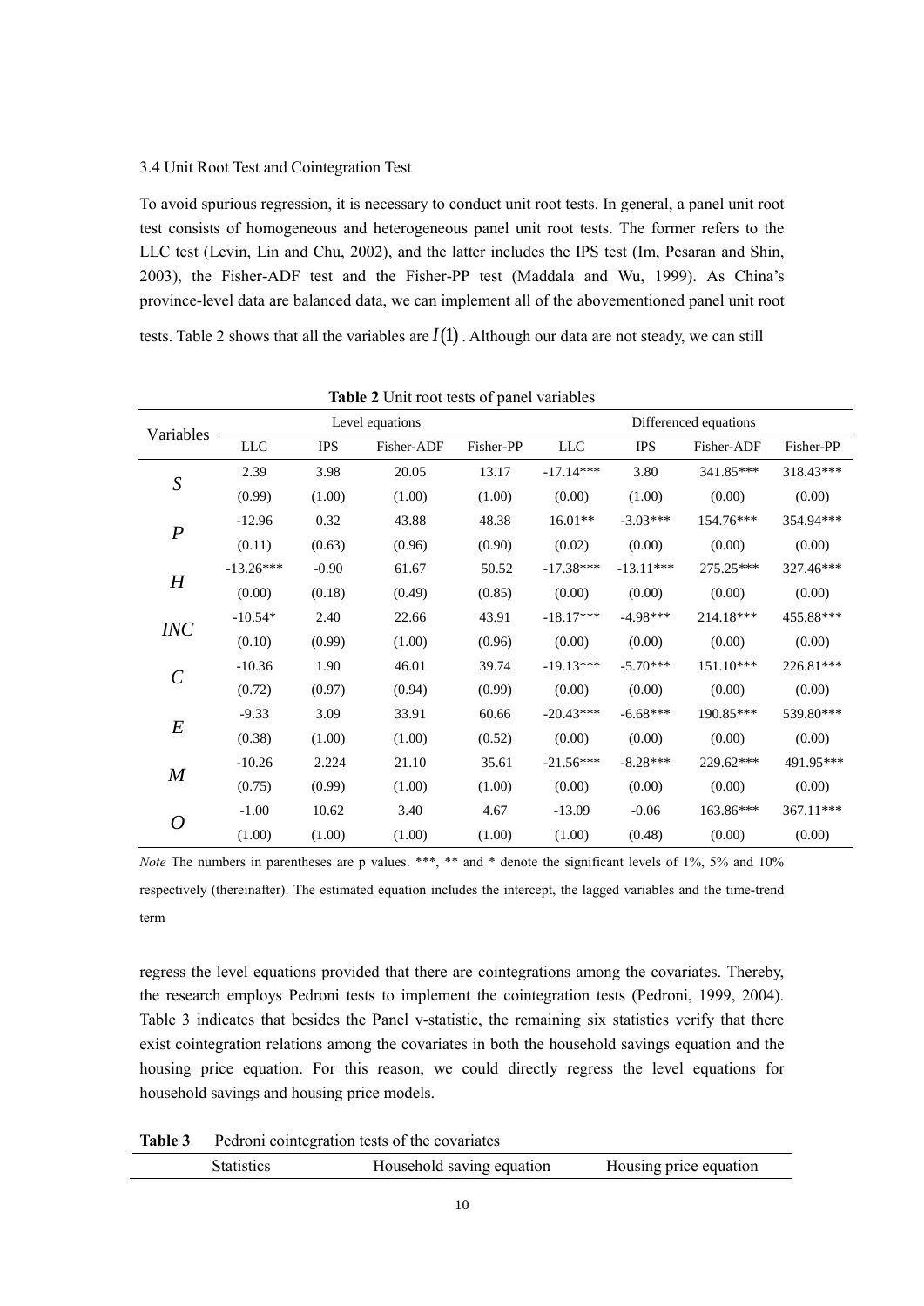3.4 Unit Root Test and Cointegration Test

To avoid spurious regression, it is necessary to conduct unit root tests. In general, a panel unit root test consists of homogeneous and heterogeneous panel unit root tests. The former refers to the LLC test (Levin, Lin and Chu, 2002), and the latter includes the IPS test (Im, Pesaran and Shin, 2003), the Fisher-ADF test and the Fisher-PP test (Maddala and Wu, 1999). As China's province-level data are balanced data, we can implement all of the abovementioned panel unit root tests. Table 2 shows that all the variables are $I(1)$. Although our data are not steady, we can still regress the level equations provided that there are cointegrations among the covariates. Thereby, the research employs Pedroni tests to implement the cointegration tests (Pedroni, 1999, 2004). Table 3 indicates that besides the Panel v-statistic, the remaining six statistics verify that there exist cointegration relations among the covariates in both the household savings equation and the housing price equation. For this reason, we could directly regress the level equations for household savings and housing price models.

**Table 2** Unit root tests of panel variables

| Variables | Level equations | | | | Differenced equations | | | |
|---|---|---|---|---|---|---|---|---|
| | LLC | IPS | Fisher-ADF | Fisher-PP | LLC | IPS | Fisher-ADF | Fisher-PP |
| $S$ | 2.39 | 3.98 | 20.05 | 13.17 | -17.14*** | 3.80 | 341.85*** | 318.43*** |
| | (0.99) | (1.00) | (1.00) | (1.00) | (0.00) | (1.00) | (0.00) | (0.00) |
| $P$ | -12.96 | 0.32 | 43.88 | 48.38 | 16.01** | -3.03*** | 154.76*** | 354.94*** |
| | (0.11) | (0.63) | (0.96) | (0.90) | (0.02) | (0.00) | (0.00) | (0.00) |
| $H$ | -13.26*** | -0.90 | 61.67 | 50.52 | -17.38*** | -13.11*** | 275.25*** | 327.46*** |
| | (0.00) | (0.18) | (0.49) | (0.85) | (0.00) | (0.00) | (0.00) | (0.00) |
| $INC$ | -10.54* | 2.40 | 22.66 | 43.91 | -18.17*** | -4.98*** | 214.18*** | 455.88*** |
| | (0.10) | (0.99) | (1.00) | (0.96) | (0.00) | (0.00) | (0.00) | (0.00) |
| $C$ | -10.36 | 1.90 | 46.01 | 39.74 | -19.13*** | -5.70*** | 151.10*** | 226.81*** |
| | (0.72) | (0.97) | (0.94) | (0.99) | (0.00) | (0.00) | (0.00) | (0.00) |
| $E$ | -9.33 | 3.09 | 33.91 | 60.66 | -20.43*** | -6.68*** | 190.85*** | 539.80*** |
| | (0.38) | (1.00) | (1.00) | (0.52) | (0.00) | (0.00) | (0.00) | (0.00) |
| $M$ | -10.26 | 2.224 | 21.10 | 35.61 | -21.56*** | -8.28*** | 229.62*** | 491.95*** |
| | (0.75) | (0.99) | (1.00) | (1.00) | (0.00) | (0.00) | (0.00) | (0.00) |
| $O$ | -1.00 | 10.62 | 3.40 | 4.67 | -13.09 | -0.06 | 163.86*** | 367.11*** |
| | (1.00) | (1.00) | (1.00) | (1.00) | (1.00) | (0.48) | (0.00) | (0.00) |

*Note* The numbers in parentheses are p values. ***, ** and * denote the significant levels of 1%, 5% and 10% respectively (thereinafter). The estimated equation includes the intercept, the lagged variables and the time-trend term

**Table 3** Pedroni cointegration tests of the covariates

| Statistics | Household saving equation | Housing price equation |
|---|---|---|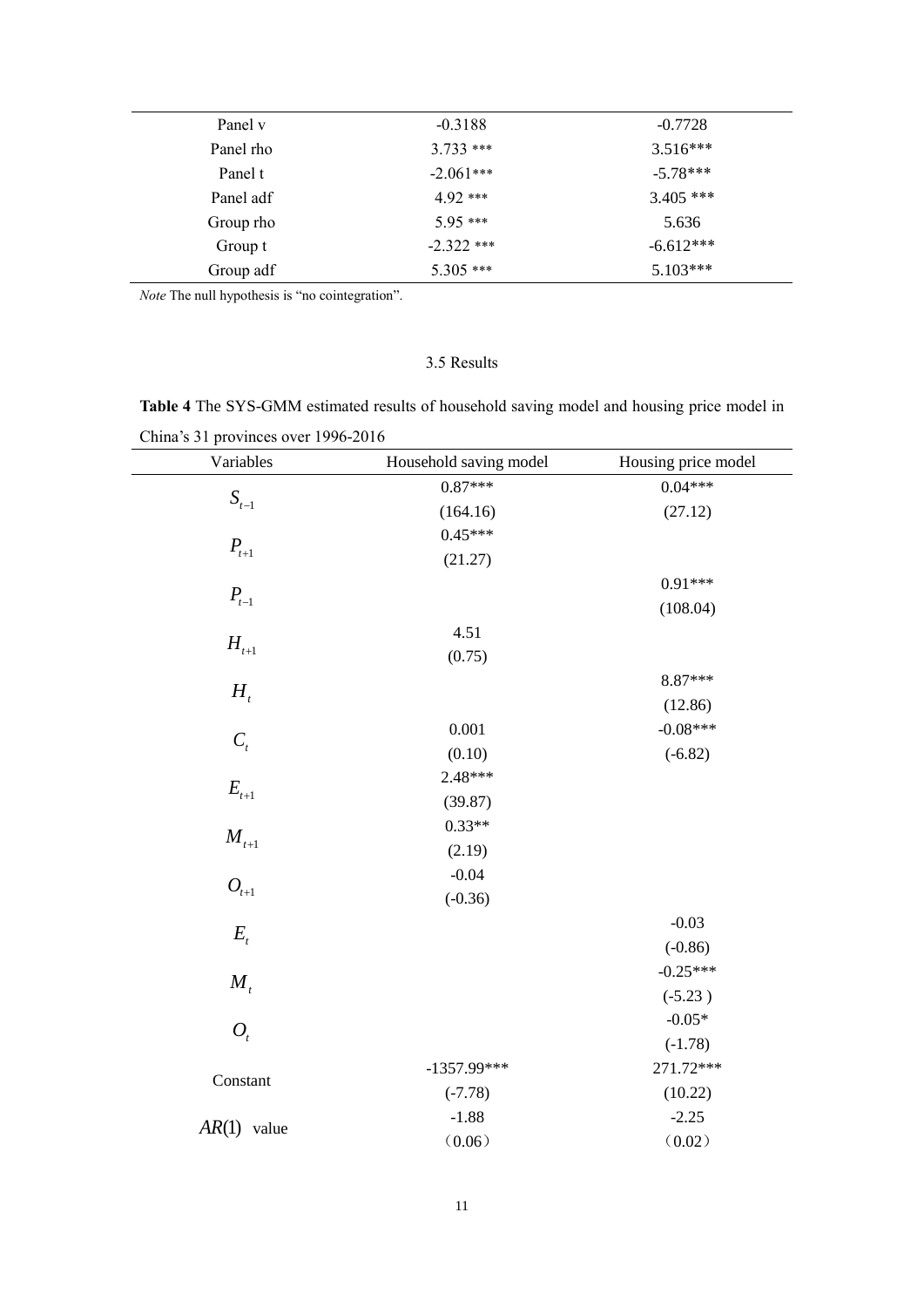| | | |
|---|---|---|
| Panel v | -0.3188 | -0.7728 |
| Panel rho | 3.733 *** | 3.516*** |
| Panel t | -2.061*** | -5.78*** |
| Panel adf | 4.92 *** | 3.405 *** |
| Group rho | 5.95 *** | 5.636 |
| Group t | -2.322 *** | -6.612*** |
| Group adf | 5.305 *** | 5.103*** |

*Note* The null hypothesis is "no cointegration".

### 3.5 Results

**Table 4** The SYS-GMM estimated results of household saving model and housing price model in China's 31 provinces over 1996-2016

| Variables | Household saving model | Housing price model |
|---|---|---|
| $S_{t-1}$ | 0.87*** | 0.04*** |
| | (164.16) | (27.12) |
| $P_{t+1}$ | 0.45*** | |
| | (21.27) | |
| $P_{t-1}$ | | 0.91*** |
| | | (108.04) |
| $H_{t+1}$ | 4.51 | |
| | (0.75) | |
| $H_t$ | | 8.87*** |
| | | (12.86) |
| $C_t$ | 0.001 | -0.08*** |
| | (0.10) | (-6.82) |
| $E_{t+1}$ | 2.48*** | |
| | (39.87) | |
| $M_{t+1}$ | 0.33** | |
| | (2.19) | |
| $O_{t+1}$ | -0.04 | |
| | (-0.36) | |
| $E_t$ | | -0.03 |
| | | (-0.86) |
| $M_t$ | | -0.25*** |
| | | (-5.23 ) |
| $O_t$ | | -0.05* |
| | | (-1.78) |
| Constant | -1357.99*** | 271.72*** |
| | (-7.78) | (10.22) |
| $AR(1)$ value | -1.88 | -2.25 |
| | （0.06） | （0.02） |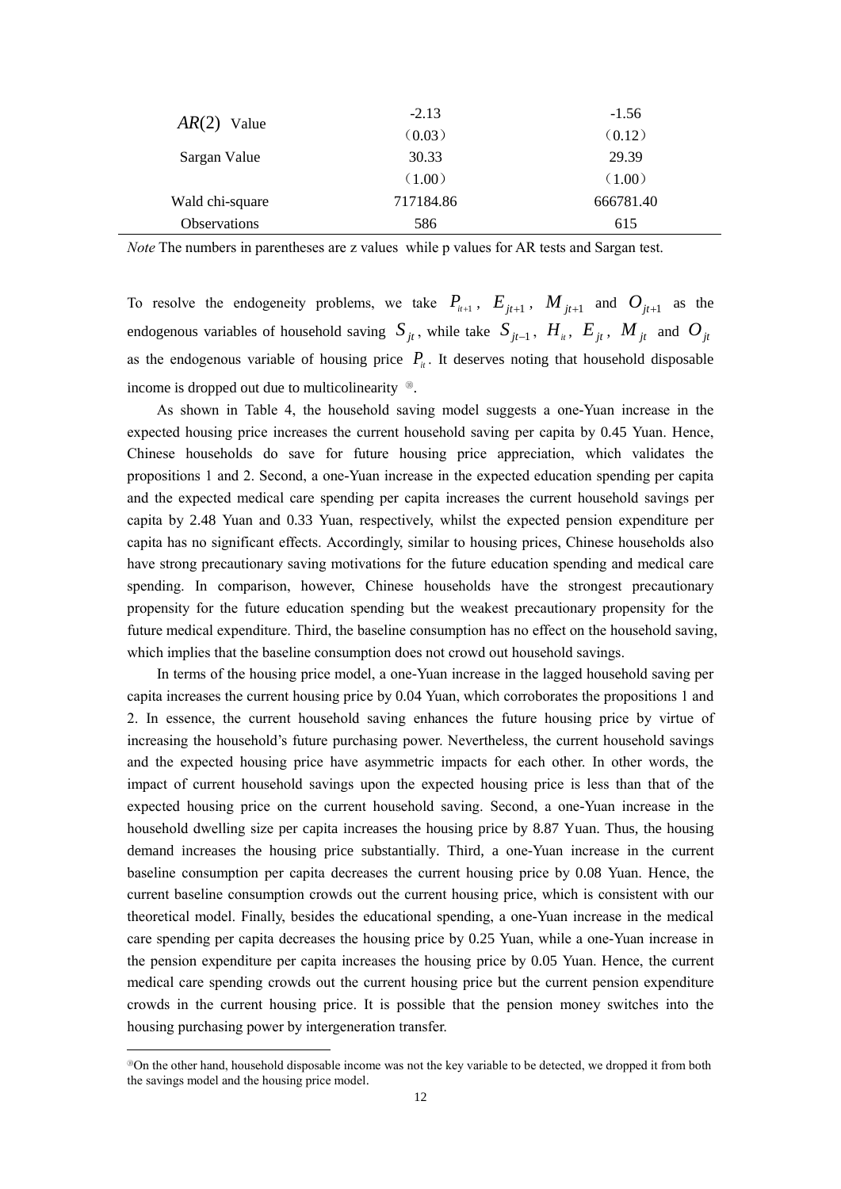| | | |
|---|---|---|
| $AR(2)$ Value | -2.13 | -1.56 |
| | （0.03） | （0.12） |
| Sargan Value | 30.33 | 29.39 |
| | （1.00） | （1.00） |
| Wald chi-square | 717184.86 | 666781.40 |
| Observations | 586 | 615 |

*Note* The numbers in parentheses are z values while p values for AR tests and Sargan test.

To resolve the endogeneity problems, we take $P_{it+1}$, $E_{jt+1}$, $M_{jt+1}$ and $O_{jt+1}$ as the endogenous variables of household saving $S_{jt}$, while take $S_{jt-1}$, $H_{it}$, $E_{jt}$, $M_{jt}$ and $O_{jt}$ as the endogenous variable of housing price $P_{it}$. It deserves noting that household disposable income is dropped out due to multicolinearity [⑩].

As shown in Table 4, the household saving model suggests a one-Yuan increase in the expected housing price increases the current household saving per capita by 0.45 Yuan. Hence, Chinese households do save for future housing price appreciation, which validates the propositions 1 and 2. Second, a one-Yuan increase in the expected education spending per capita and the expected medical care spending per capita increases the current household savings per capita by 2.48 Yuan and 0.33 Yuan, respectively, whilst the expected pension expenditure per capita has no significant effects. Accordingly, similar to housing prices, Chinese households also have strong precautionary saving motivations for the future education spending and medical care spending. In comparison, however, Chinese households have the strongest precautionary propensity for the future education spending but the weakest precautionary propensity for the future medical expenditure. Third, the baseline consumption has no effect on the household saving, which implies that the baseline consumption does not crowd out household savings.

In terms of the housing price model, a one-Yuan increase in the lagged household saving per capita increases the current housing price by 0.04 Yuan, which corroborates the propositions 1 and 2. In essence, the current household saving enhances the future housing price by virtue of increasing the household's future purchasing power. Nevertheless, the current household savings and the expected housing price have asymmetric impacts for each other. In other words, the impact of current household savings upon the expected housing price is less than that of the expected housing price on the current household saving. Second, a one-Yuan increase in the household dwelling size per capita increases the housing price by 8.87 Yuan. Thus, the housing demand increases the housing price substantially. Third, a one-Yuan increase in the current baseline consumption per capita decreases the current housing price by 0.08 Yuan. Hence, the current baseline consumption crowds out the current housing price, which is consistent with our theoretical model. Finally, besides the educational spending, a one-Yuan increase in the medical care spending per capita decreases the housing price by 0.25 Yuan, while a one-Yuan increase in the pension expenditure per capita increases the housing price by 0.05 Yuan. Hence, the current medical care spending crowds out the current housing price but the current pension expenditure crowds in the current housing price. It is possible that the pension money switches into the housing purchasing power by intergeneration transfer.

[⑩]On the other hand, household disposable income was not the key variable to be detected, we dropped it from both the savings model and the housing price model.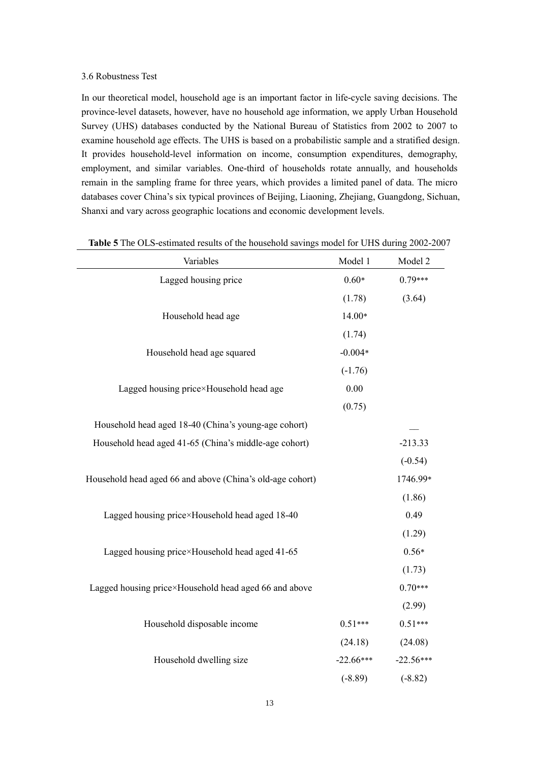3.6 Robustness Test

In our theoretical model, household age is an important factor in life-cycle saving decisions. The province-level datasets, however, have no household age information, we apply Urban Household Survey (UHS) databases conducted by the National Bureau of Statistics from 2002 to 2007 to examine household age effects. The UHS is based on a probabilistic sample and a stratified design. It provides household-level information on income, consumption expenditures, demography, employment, and similar variables. One-third of households rotate annually, and households remain in the sampling frame for three years, which provides a limited panel of data. The micro databases cover China's six typical provinces of Beijing, Liaoning, Zhejiang, Guangdong, Sichuan, Shanxi and vary across geographic locations and economic development levels.

**Table 5** The OLS-estimated results of the household savings model for UHS during 2002-2007

| Variables | Model 1 | Model 2 |
|---|---|---|
| Lagged housing price | 0.60* | 0.79*** |
| | (1.78) | (3.64) |
| Household head age | 14.00* | |
| | (1.74) | |
| Household head age squared | -0.004* | |
| | (-1.76) | |
| Lagged housing price×Household head age | 0.00 | |
| | (0.75) | |
| Household head aged 18-40 (China's young-age cohort) | | — |
| Household head aged 41-65 (China's middle-age cohort) | | -213.33 |
| | | (-0.54) |
| Household head aged 66 and above (China's old-age cohort) | | 1746.99* |
| | | (1.86) |
| Lagged housing price×Household head aged 18-40 | | 0.49 |
| | | (1.29) |
| Lagged housing price×Household head aged 41-65 | | 0.56* |
| | | (1.73) |
| Lagged housing price×Household head aged 66 and above | | 0.70*** |
| | | (2.99) |
| Household disposable income | 0.51*** | 0.51*** |
| | (24.18) | (24.08) |
| Household dwelling size | -22.66*** | -22.56*** |
| | (-8.89) | (-8.82) |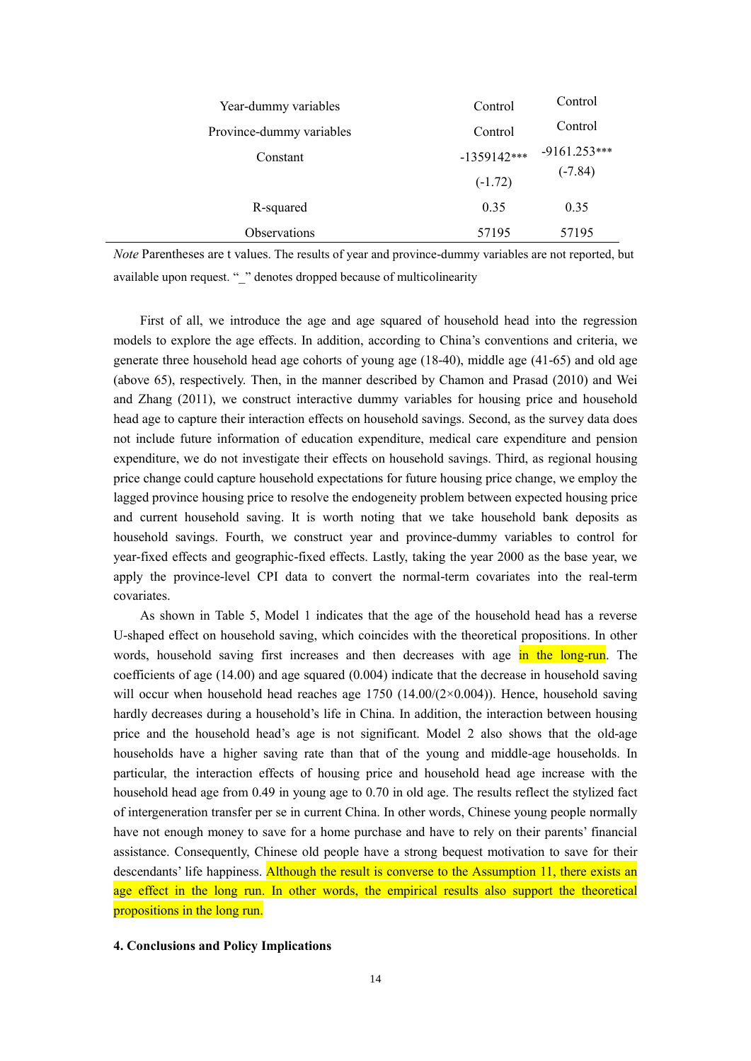| | | |
|---|---|---|
| Year-dummy variables | Control | Control |
| Province-dummy variables | Control | Control |
| Constant | -1359142*** | -9161.253*** |
| | (-1.72) | (-7.84) |
| R-squared | 0.35 | 0.35 |
| Observations | 57195 | 57195 |

*Note* Parentheses are t values. The results of year and province-dummy variables are not reported, but available upon request. "_" denotes dropped because of multicolinearity

First of all, we introduce the age and age squared of household head into the regression models to explore the age effects. In addition, according to China's conventions and criteria, we generate three household head age cohorts of young age (18-40), middle age (41-65) and old age (above 65), respectively. Then, in the manner described by Chamon and Prasad (2010) and Wei and Zhang (2011), we construct interactive dummy variables for housing price and household head age to capture their interaction effects on household savings. Second, as the survey data does not include future information of education expenditure, medical care expenditure and pension expenditure, we do not investigate their effects on household savings. Third, as regional housing price change could capture household expectations for future housing price change, we employ the lagged province housing price to resolve the endogeneity problem between expected housing price and current household saving. It is worth noting that we take household bank deposits as household savings. Fourth, we construct year and province-dummy variables to control for year-fixed effects and geographic-fixed effects. Lastly, taking the year 2000 as the base year, we apply the province-level CPI data to convert the normal-term covariates into the real-term covariates.

As shown in Table 5, Model 1 indicates that the age of the household head has a reverse U-shaped effect on household saving, which coincides with the theoretical propositions. In other words, household saving first increases and then decreases with age in the long-run. The coefficients of age (14.00) and age squared (0.004) indicate that the decrease in household saving will occur when household head reaches age 1750 ($14.00/(2\times0.004)$). Hence, household saving hardly decreases during a household's life in China. In addition, the interaction between housing price and the household head's age is not significant. Model 2 also shows that the old-age households have a higher saving rate than that of the young and middle-age households. In particular, the interaction effects of housing price and household head age increase with the household head age from 0.49 in young age to 0.70 in old age. The results reflect the stylized fact of intergeneration transfer per se in current China. In other words, Chinese young people normally have not enough money to save for a home purchase and have to rely on their parents' financial assistance. Consequently, Chinese old people have a strong bequest motivation to save for their descendants' life happiness. Although the result is converse to the Assumption 11, there exists an age effect in the long run. In other words, the empirical results also support the theoretical propositions in the long run.

**4. Conclusions and Policy Implications**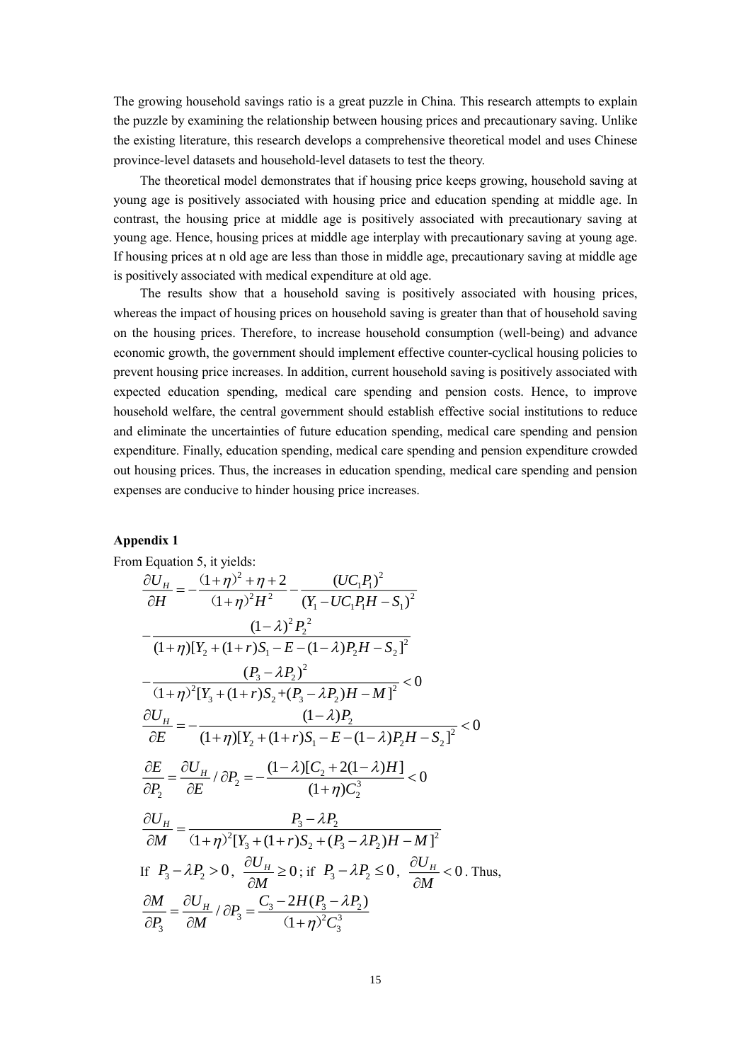The growing household savings ratio is a great puzzle in China. This research attempts to explain the puzzle by examining the relationship between housing prices and precautionary saving. Unlike the existing literature, this research develops a comprehensive theoretical model and uses Chinese province-level datasets and household-level datasets to test the theory.

The theoretical model demonstrates that if housing price keeps growing, household saving at young age is positively associated with housing price and education spending at middle age. In contrast, the housing price at middle age is positively associated with precautionary saving at young age. Hence, housing prices at middle age interplay with precautionary saving at young age. If housing prices at n old age are less than those in middle age, precautionary saving at middle age is positively associated with medical expenditure at old age.

The results show that a household saving is positively associated with housing prices, whereas the impact of housing prices on household saving is greater than that of household saving on the housing prices. Therefore, to increase household consumption (well-being) and advance economic growth, the government should implement effective counter-cyclical housing policies to prevent housing price increases. In addition, current household saving is positively associated with expected education spending, medical care spending and pension costs. Hence, to improve household welfare, the central government should establish effective social institutions to reduce and eliminate the uncertainties of future education spending, medical care spending and pension expenditure. Finally, education spending, medical care spending and pension expenditure crowded out housing prices. Thus, the increases in education spending, medical care spending and pension expenses are conducive to hinder housing price increases.

**Appendix 1**

From Equation 5, it yields:

$$\frac{\partial U_H}{\partial H} = -\frac{(1+\eta)^2+\eta+2}{(1+\eta)^2 H^2} - \frac{(UC_1P_1)^2}{(Y_1 - UC_1P_1H - S_1)^2}$$

$$-\frac{(1-\lambda)^2 P_2^2}{(1+\eta)[Y_2+(1+r)S_1 - E - (1-\lambda)P_2H - S_2]^2}$$

$$-\frac{(P_3-\lambda P_2)^2}{(1+\eta)^2[Y_3+(1+r)S_2+(P_3-\lambda P_2)H - M]^2} < 0$$

$$\frac{\partial U_H}{\partial E} = -\frac{(1-\lambda)P_2}{(1+\eta)[Y_2+(1+r)S_1 - E - (1-\lambda)P_2H - S_2]^2} < 0$$

$$\frac{\partial E}{\partial P_2} = \frac{\partial U_H}{\partial E} / \partial P_2 = -\frac{(1-\lambda)[C_2 + 2(1-\lambda)H]}{(1+\eta)C_2^3} < 0$$

$$\frac{\partial U_H}{\partial M} = \frac{P_3 - \lambda P_2}{(1+\eta)^2[Y_3+(1+r)S_2+(P_3-\lambda P_2)H - M]^2}$$

If $P_3 - \lambda P_2 > 0$, $\frac{\partial U_H}{\partial M} \geq 0$; if $P_3 - \lambda P_2 \leq 0$, $\frac{\partial U_H}{\partial M} < 0$. Thus,

$$\frac{\partial M}{\partial P_3} = \frac{\partial U_H}{\partial M} / \partial P_3 = \frac{C_3 - 2H(P_3 - \lambda P_2)}{(1+\eta)^2 C_3^3}$$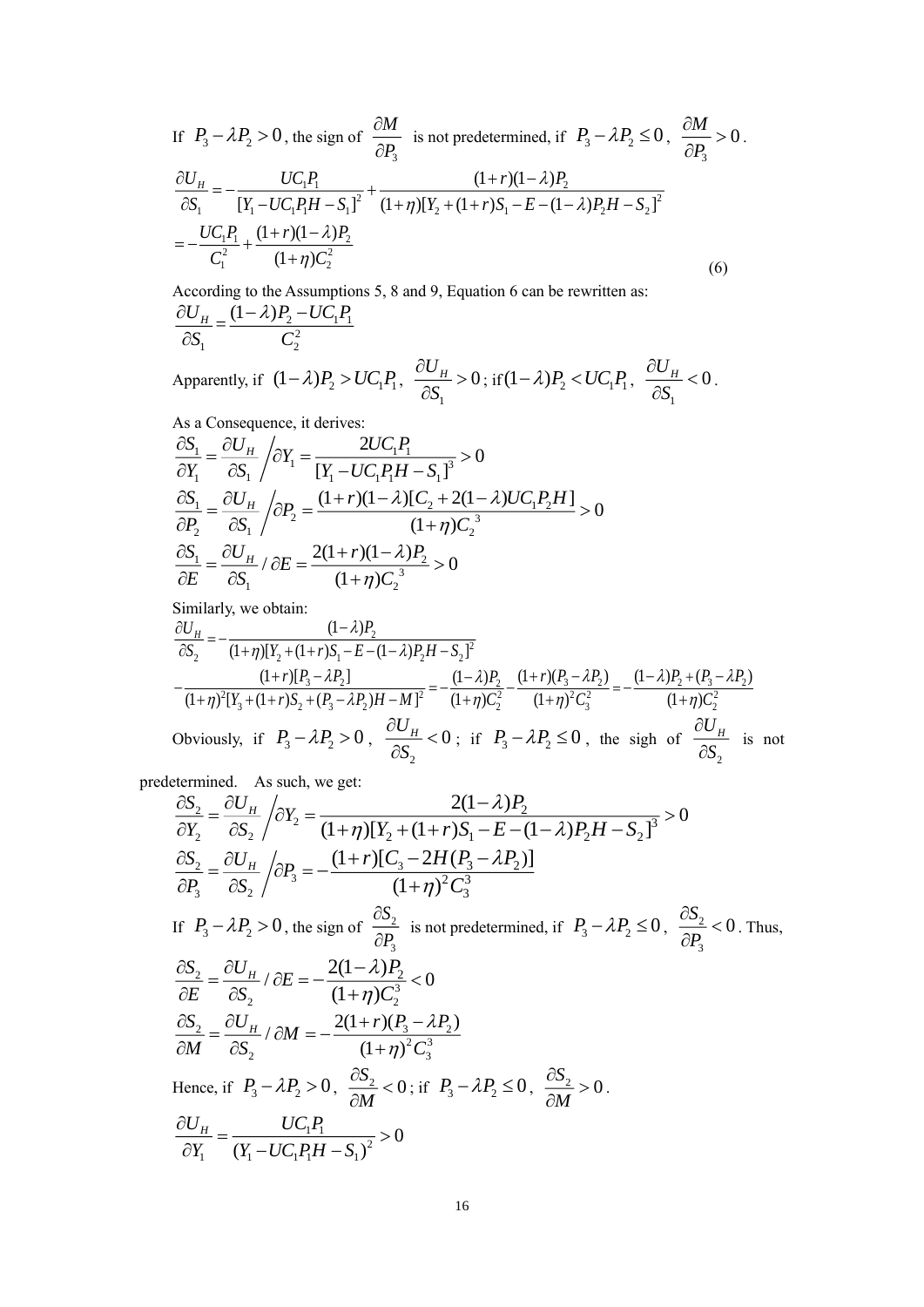If $P_3 - \lambda P_2 > 0$, the sign of $\frac{\partial M}{\partial P_3}$ is not predetermined, if $P_3 - \lambda P_2 \le 0$, $\frac{\partial M}{\partial P_3} > 0$.

$$\frac{\partial U_H}{\partial S_1} = -\frac{UC_1P_1}{[Y_1 - UC_1P_1H - S_1]^2} + \frac{(1+r)(1-\lambda)P_2}{(1+\eta)[Y_2 + (1+r)S_1 - E - (1-\lambda)P_2H - S_2]^2}$$
$$= -\frac{UC_1P_1}{C_1^2} + \frac{(1+r)(1-\lambda)P_2}{(1+\eta)C_2^2} \tag{6}$$

According to the Assumptions 5, 8 and 9, Equation 6 can be rewritten as:

$$\frac{\partial U_H}{\partial S_1} = \frac{(1-\lambda)P_2 - UC_1P_1}{C_2^2}$$

Apparently, if $(1-\lambda)P_2 > UC_1P_1$, $\frac{\partial U_H}{\partial S_1} > 0$; if $(1-\lambda)P_2 < UC_1P_1$, $\frac{\partial U_H}{\partial S_1} < 0$.

As a Consequence, it derives:

$$\frac{\partial S_1}{\partial Y_1} = \frac{\partial U_H}{\partial S_1} \Big/ \partial Y_1 = \frac{2UC_1P_1}{[Y_1 - UC_1P_1H - S_1]^3} > 0$$

$$\frac{\partial S_1}{\partial P_2} = \frac{\partial U_H}{\partial S_1} \Big/ \partial P_2 = \frac{(1+r)(1-\lambda)[C_2 + 2(1-\lambda)UC_1P_2H]}{(1+\eta)C_2^{\ 3}} > 0$$

$$\frac{\partial S_1}{\partial E} = \frac{\partial U_H}{\partial S_1} / \partial E = \frac{2(1+r)(1-\lambda)P_2}{(1+\eta)C_2^{\ 3}} > 0$$

Similarly, we obtain:

$$\frac{\partial U_H}{\partial S_2} = -\frac{(1-\lambda)P_2}{(1+\eta)[Y_2 + (1+r)S_1 - E - (1-\lambda)P_2H - S_2]^2}$$
$$-\frac{(1+r)[P_3 - \lambda P_2]}{(1+\eta)^2[Y_3 + (1+r)S_2 + (P_3 - \lambda P_2)H - M]^2} = -\frac{(1-\lambda)P_2}{(1+\eta)C_2^2} - \frac{(1+r)(P_3 - \lambda P_2)}{(1+\eta)^2 C_3^2} = -\frac{(1-\lambda)P_2 + (P_3 - \lambda P_2)}{(1+\eta)C_2^2}$$

Obviously, if $P_3 - \lambda P_2 > 0$, $\frac{\partial U_H}{\partial S_2} < 0$; if $P_3 - \lambda P_2 \le 0$, the sigh of $\frac{\partial U_H}{\partial S_2}$ is not predetermined. As such, we get:

$$\frac{\partial S_2}{\partial Y_2} = \frac{\partial U_H}{\partial S_2} \Big/ \partial Y_2 = \frac{2(1-\lambda)P_2}{(1+\eta)[Y_2 + (1+r)S_1 - E - (1-\lambda)P_2H - S_2]^3} > 0$$

$$\frac{\partial S_2}{\partial P_3} = \frac{\partial U_H}{\partial S_2} \Big/ \partial P_3 = -\frac{(1+r)[C_3 - 2H(P_3 - \lambda P_2)]}{(1+\eta)^2 C_3^3}$$

If $P_3 - \lambda P_2 > 0$, the sign of $\frac{\partial S_2}{\partial P_3}$ is not predetermined, if $P_3 - \lambda P_2 \le 0$, $\frac{\partial S_2}{\partial P_3} < 0$. Thus,

$$\frac{\partial S_2}{\partial E} = \frac{\partial U_H}{\partial S_2} / \partial E = -\frac{2(1-\lambda)P_2}{(1+\eta)C_2^3} < 0$$

$$\frac{\partial S_2}{\partial M} = \frac{\partial U_H}{\partial S_2} / \partial M = -\frac{2(1+r)(P_3 - \lambda P_2)}{(1+\eta)^2 C_3^3}$$

Hence, if $P_3 - \lambda P_2 > 0$, $\frac{\partial S_2}{\partial M} < 0$; if $P_3 - \lambda P_2 \le 0$, $\frac{\partial S_2}{\partial M} > 0$.

$$\frac{\partial U_H}{\partial Y_1} = \frac{UC_1P_1}{(Y_1 - UC_1P_1H - S_1)^2} > 0$$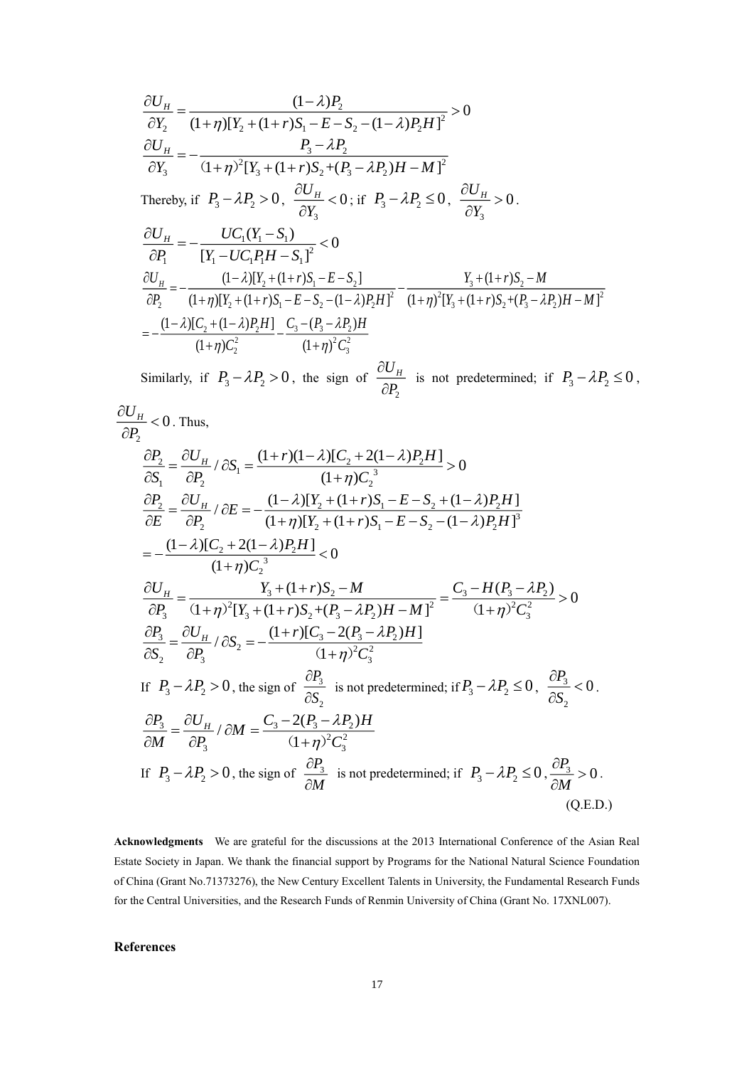$$\frac{\partial U_H}{\partial Y_2} = \frac{(1-\lambda)P_2}{(1+\eta)[Y_2 + (1+r)S_1 - E - S_2 - (1-\lambda)P_2 H]^2} > 0$$

$$\frac{\partial U_H}{\partial Y_3} = -\frac{P_3 - \lambda P_2}{(1+\eta)^2 [Y_3 + (1+r)S_2 + (P_3 - \lambda P_2)H - M]^2}$$

Thereby, if $P_3 - \lambda P_2 > 0$, $\frac{\partial U_H}{\partial Y_3} < 0$; if $P_3 - \lambda P_2 \le 0$, $\frac{\partial U_H}{\partial Y_3} > 0$.

$$\frac{\partial U_H}{\partial P_1} = -\frac{UC_1(Y_1 - S_1)}{[Y_1 - UC_1 P_1 H - S_1]^2} < 0$$

$$\frac{\partial U_H}{\partial P_2} = -\frac{(1-\lambda)[Y_2 + (1+r)S_1 - E - S_2]}{(1+\eta)[Y_2 + (1+r)S_1 - E - S_2 - (1-\lambda)P_2 H]^2} - \frac{Y_3 + (1+r)S_2 - M}{(1+\eta)^2 [Y_3 + (1+r)S_2 + (P_3 - \lambda P_2)H - M]^2}$$

$$= -\frac{(1-\lambda)[C_2 + (1-\lambda)P_2 H]}{(1+\eta)C_2^2} - \frac{C_3 - (P_3 - \lambda P_2)H}{(1+\eta)^2 C_3^2}$$

Similarly, if $P_3 - \lambda P_2 > 0$, the sign of $\frac{\partial U_H}{\partial P_2}$ is not predetermined; if $P_3 - \lambda P_2 \le 0$, $\frac{\partial U_H}{\partial P_2} < 0$. Thus,

$$\frac{\partial P_2}{\partial S_1} = \frac{\partial U_H}{\partial P_2} / \partial S_1 = \frac{(1+r)(1-\lambda)[C_2 + 2(1-\lambda)P_2 H]}{(1+\eta)C_2^{\ 3}} > 0$$

$$\frac{\partial P_2}{\partial E} = \frac{\partial U_H}{\partial P_2} / \partial E = -\frac{(1-\lambda)[Y_2 + (1+r)S_1 - E - S_2 + (1-\lambda)P_2 H]}{(1+\eta)[Y_2 + (1+r)S_1 - E - S_2 - (1-\lambda)P_2 H]^3}$$

$$= -\frac{(1-\lambda)[C_2 + 2(1-\lambda)P_2 H]}{(1+\eta)C_2^{\ 3}} < 0$$

$$\frac{\partial U_H}{\partial P_3} = \frac{Y_3 + (1+r)S_2 - M}{(1+\eta)^2 [Y_3 + (1+r)S_2 + (P_3 - \lambda P_2)H - M]^2} = \frac{C_3 - H(P_3 - \lambda P_2)}{(1+\eta)^2 C_3^2} > 0$$

$$\frac{\partial P_3}{\partial S_2} = \frac{\partial U_H}{\partial P_3} / \partial S_2 = -\frac{(1+r)[C_3 - 2(P_3 - \lambda P_2)H]}{(1+\eta)^2 C_3^2}$$

If $P_3 - \lambda P_2 > 0$, the sign of $\frac{\partial P_3}{\partial S_2}$ is not predetermined; if $P_3 - \lambda P_2 \le 0$, $\frac{\partial P_3}{\partial S_2} < 0$.

$$\frac{\partial P_3}{\partial M} = \frac{\partial U_H}{\partial P_3} / \partial M = \frac{C_3 - 2(P_3 - \lambda P_2)H}{(1+\eta)^2 C_3^2}$$

If $P_3 - \lambda P_2 > 0$, the sign of $\frac{\partial P_3}{\partial M}$ is not predetermined; if $P_3 - \lambda P_2 \le 0$, $\frac{\partial P_3}{\partial M} > 0$.

(Q.E.D.)

**Acknowledgments** We are grateful for the discussions at the 2013 International Conference of the Asian Real Estate Society in Japan. We thank the financial support by Programs for the National Natural Science Foundation of China (Grant No.71373276), the New Century Excellent Talents in University, the Fundamental Research Funds for the Central Universities, and the Research Funds of Renmin University of China (Grant No. 17XNL007).

**References**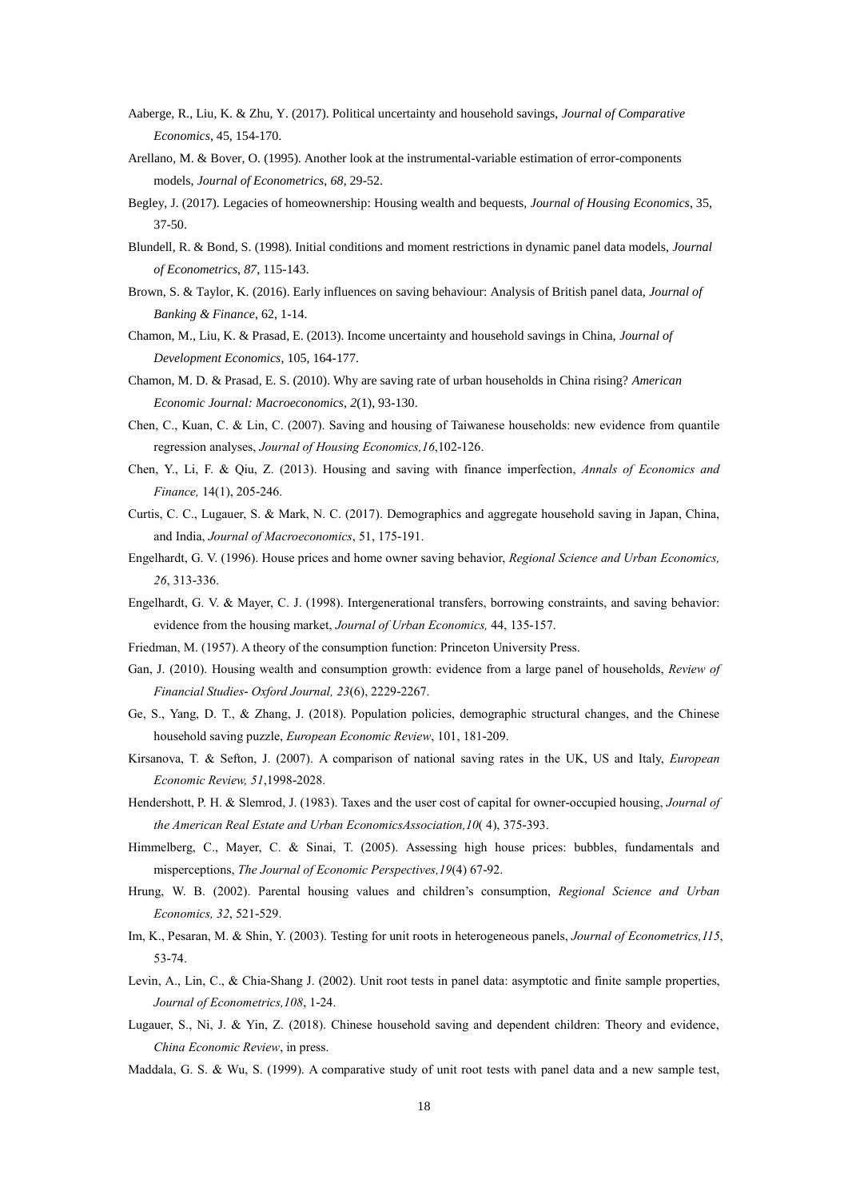Aaberge, R., Liu, K. & Zhu, Y. (2017). Political uncertainty and household savings, *Journal of Comparative Economics*, 45, 154-170.

Arellano, M. & Bover, O. (1995). Another look at the instrumental-variable estimation of error-components models, *Journal of Econometrics*, *68*, 29-52.

Begley, J. (2017). Legacies of homeownership: Housing wealth and bequests, *Journal of Housing Economics*, 35, 37-50.

Blundell, R. & Bond, S. (1998). Initial conditions and moment restrictions in dynamic panel data models, *Journal of Econometrics*, *87*, 115-143.

Brown, S. & Taylor, K. (2016). Early influences on saving behaviour: Analysis of British panel data, *Journal of Banking & Finance*, 62, 1-14.

Chamon, M., Liu, K. & Prasad, E. (2013). Income uncertainty and household savings in China, *Journal of Development Economics*, 105, 164-177.

Chamon, M. D. & Prasad, E. S. (2010). Why are saving rate of urban households in China rising? *American Economic Journal: Macroeconomics*, *2*(1), 93-130.

Chen, C., Kuan, C. & Lin, C. (2007). Saving and housing of Taiwanese households: new evidence from quantile regression analyses, *Journal of Housing Economics,16*,102-126.

Chen, Y., Li, F. & Qiu, Z. (2013). Housing and saving with finance imperfection, *Annals of Economics and Finance,* 14(1), 205-246.

Curtis, C. C., Lugauer, S. & Mark, N. C. (2017). Demographics and aggregate household saving in Japan, China, and India, *Journal of Macroeconomics*, 51, 175-191.

Engelhardt, G. V. (1996). House prices and home owner saving behavior, *Regional Science and Urban Economics, 26*, 313-336.

Engelhardt, G. V. & Mayer, C. J. (1998). Intergenerational transfers, borrowing constraints, and saving behavior: evidence from the housing market, *Journal of Urban Economics,* 44, 135-157.

Friedman, M. (1957). A theory of the consumption function: Princeton University Press.

Gan, J. (2010). Housing wealth and consumption growth: evidence from a large panel of households, *Review of Financial Studies- Oxford Journal, 23*(6), 2229-2267.

Ge, S., Yang, D. T., & Zhang, J. (2018). Population policies, demographic structural changes, and the Chinese household saving puzzle, *European Economic Review*, 101, 181-209.

Kirsanova, T. & Sefton, J. (2007). A comparison of national saving rates in the UK, US and Italy, *European Economic Review, 51*,1998-2028.

Hendershott, P. H. & Slemrod, J. (1983). Taxes and the user cost of capital for owner-occupied housing, *Journal of the American Real Estate and Urban EconomicsAssociation,10*( 4), 375-393.

Himmelberg, C., Mayer, C. & Sinai, T. (2005). Assessing high house prices: bubbles, fundamentals and misperceptions, *The Journal of Economic Perspectives,19*(4) 67-92.

Hrung, W. B. (2002). Parental housing values and children's consumption, *Regional Science and Urban Economics, 32*, 521-529.

Im, K., Pesaran, M. & Shin, Y. (2003). Testing for unit roots in heterogeneous panels, *Journal of Econometrics,115*, 53-74.

Levin, A., Lin, C., & Chia-Shang J. (2002). Unit root tests in panel data: asymptotic and finite sample properties, *Journal of Econometrics,108*, 1-24.

Lugauer, S., Ni, J. & Yin, Z. (2018). Chinese household saving and dependent children: Theory and evidence, *China Economic Review*, in press.

Maddala, G. S. & Wu, S. (1999). A comparative study of unit root tests with panel data and a new sample test,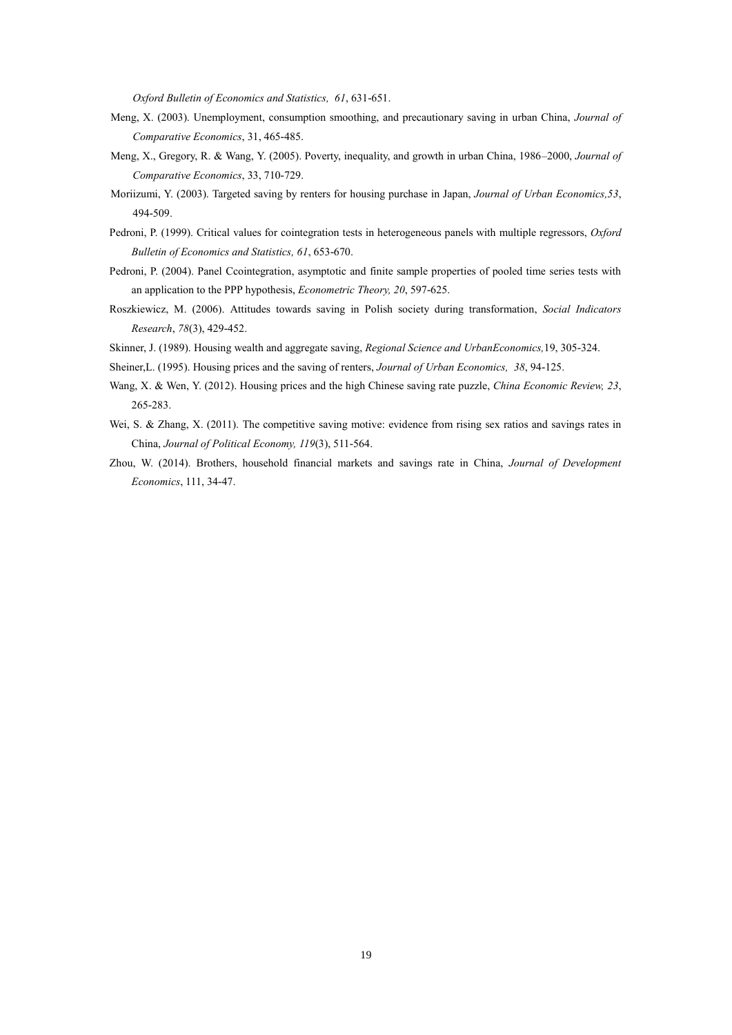*Oxford Bulletin of Economics and Statistics, 61*, 631-651.

Meng, X. (2003). Unemployment, consumption smoothing, and precautionary saving in urban China, *Journal of Comparative Economics*, 31, 465-485.

Meng, X., Gregory, R. & Wang, Y. (2005). Poverty, inequality, and growth in urban China, 1986–2000, *Journal of Comparative Economics*, 33, 710-729.

Moriizumi, Y. (2003). Targeted saving by renters for housing purchase in Japan, *Journal of Urban Economics,53*, 494-509.

Pedroni, P. (1999). Critical values for cointegration tests in heterogeneous panels with multiple regressors, *Oxford Bulletin of Economics and Statistics, 61*, 653-670.

Pedroni, P. (2004). Panel Ccointegration, asymptotic and finite sample properties of pooled time series tests with an application to the PPP hypothesis, *Econometric Theory, 20*, 597-625.

Roszkiewicz, M. (2006). Attitudes towards saving in Polish society during transformation, *Social Indicators Research*, *78*(3), 429-452.

Skinner, J. (1989). Housing wealth and aggregate saving, *Regional Science and UrbanEconomics,*19, 305-324.

Sheiner,L. (1995). Housing prices and the saving of renters, *Journal of Urban Economics, 38*, 94-125.

Wang, X. & Wen, Y. (2012). Housing prices and the high Chinese saving rate puzzle, *China Economic Review, 23*, 265-283.

Wei, S. & Zhang, X. (2011). The competitive saving motive: evidence from rising sex ratios and savings rates in China, *Journal of Political Economy, 119*(3), 511-564.

Zhou, W. (2014). Brothers, household financial markets and savings rate in China, *Journal of Development Economics*, 111, 34-47.